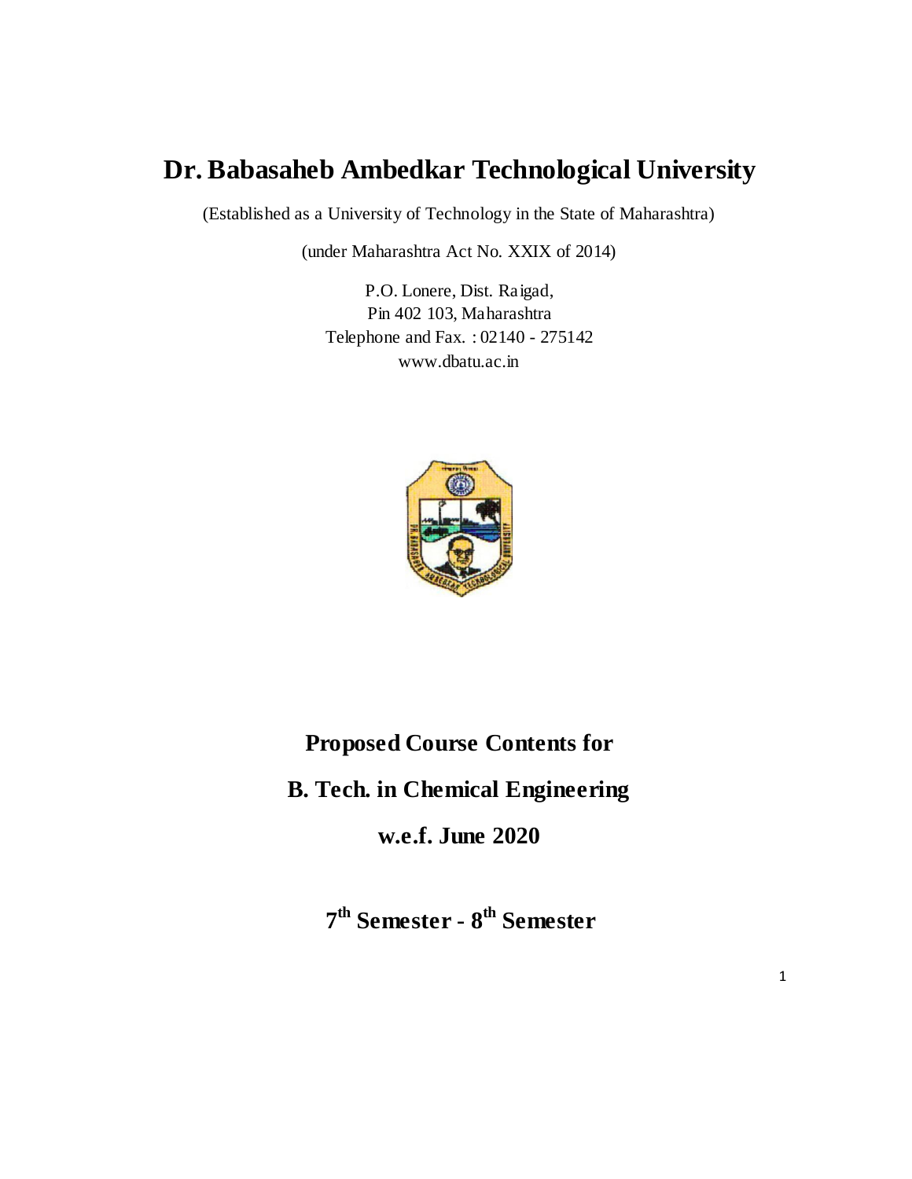# Dr. Babasaheb Ambedkar Technological University

(Established as a University of Technology in the State of Maharashtra)

(under Maharashtra Act No. XXIX of 2014)

P.O. Lonere, Dist. Raigad,
Pin 402 103, Maharashtra
Telephone and Fax. : 02140 - 275142
www.dbatu.ac.in

## Proposed Course Contents for

## B. Tech. in Chemical Engineering

## w.e.f. June 2020

## 7th Semester - 8th Semester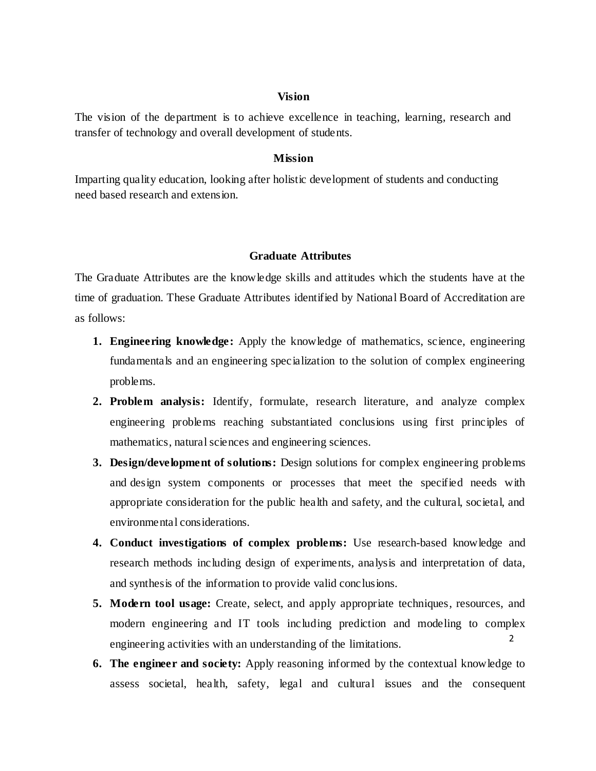## Vision

The vision of the department is to achieve excellence in teaching, learning, research and transfer of technology and overall development of students.

## Mission

Imparting quality education, looking after holistic development of students and conducting need based research and extension.

## Graduate Attributes

The Graduate Attributes are the knowledge skills and attitudes which the students have at the time of graduation. These Graduate Attributes identified by National Board of Accreditation are as follows:

1. **Engineering knowledge:** Apply the knowledge of mathematics, science, engineering fundamentals and an engineering specialization to the solution of complex engineering problems.
2. **Problem analysis:** Identify, formulate, research literature, and analyze complex engineering problems reaching substantiated conclusions using first principles of mathematics, natural sciences and engineering sciences.
3. **Design/development of solutions:** Design solutions for complex engineering problems and design system components or processes that meet the specified needs with appropriate consideration for the public health and safety, and the cultural, societal, and environmental considerations.
4. **Conduct investigations of complex problems:** Use research-based knowledge and research methods including design of experiments, analysis and interpretation of data, and synthesis of the information to provide valid conclusions.
5. **Modern tool usage:** Create, select, and apply appropriate techniques, resources, and modern engineering and IT tools including prediction and modeling to complex engineering activities with an understanding of the limitations.
6. **The engineer and society:** Apply reasoning informed by the contextual knowledge to assess societal, health, safety, legal and cultural issues and the consequent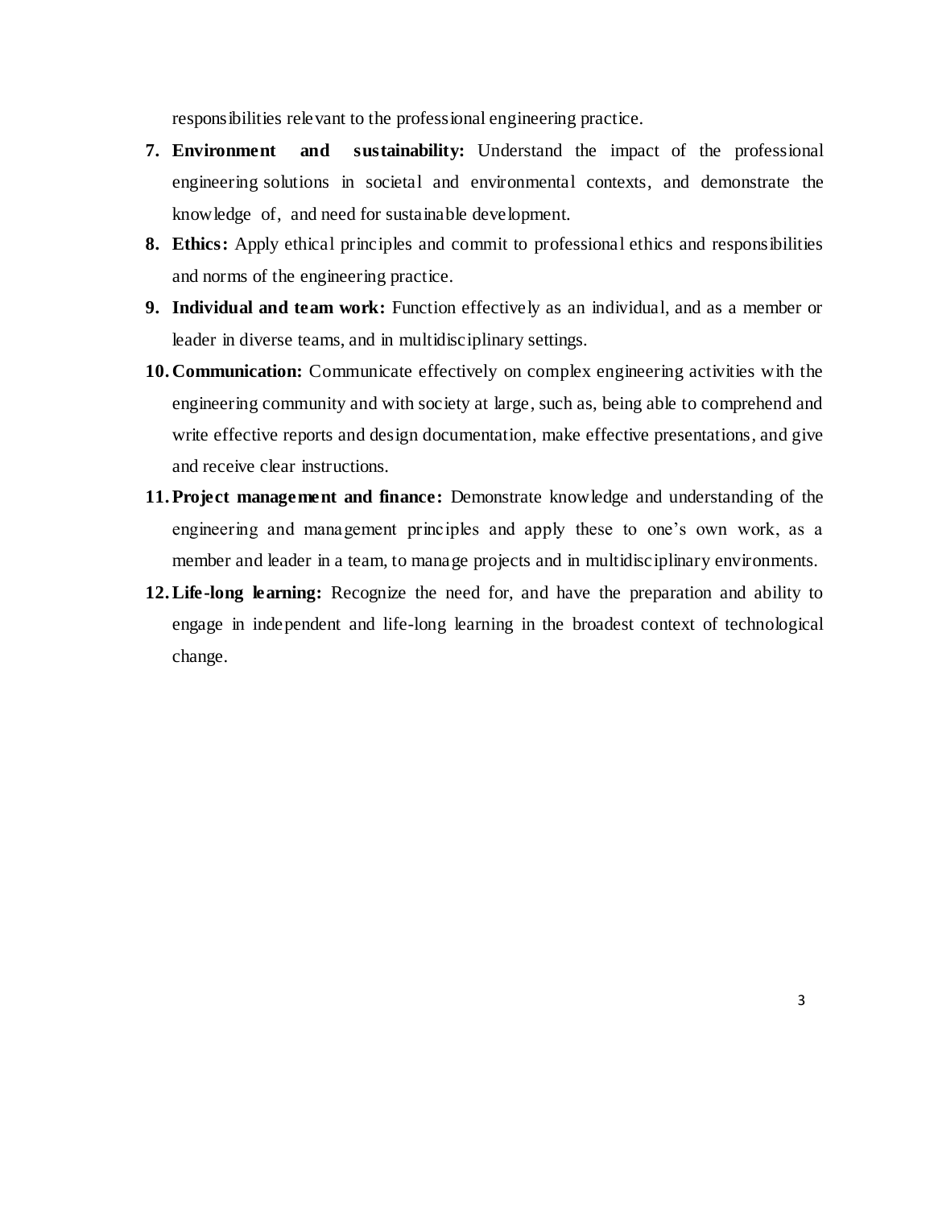responsibilities relevant to the professional engineering practice.

7. **Environment and sustainability:** Understand the impact of the professional engineering solutions in societal and environmental contexts, and demonstrate the knowledge of, and need for sustainable development.
8. **Ethics:** Apply ethical principles and commit to professional ethics and responsibilities and norms of the engineering practice.
9. **Individual and team work:** Function effectively as an individual, and as a member or leader in diverse teams, and in multidisciplinary settings.
10. **Communication:** Communicate effectively on complex engineering activities with the engineering community and with society at large, such as, being able to comprehend and write effective reports and design documentation, make effective presentations, and give and receive clear instructions.
11. **Project management and finance:** Demonstrate knowledge and understanding of the engineering and management principles and apply these to one's own work, as a member and leader in a team, to manage projects and in multidisciplinary environments.
12. **Life-long learning:** Recognize the need for, and have the preparation and ability to engage in independent and life-long learning in the broadest context of technological change.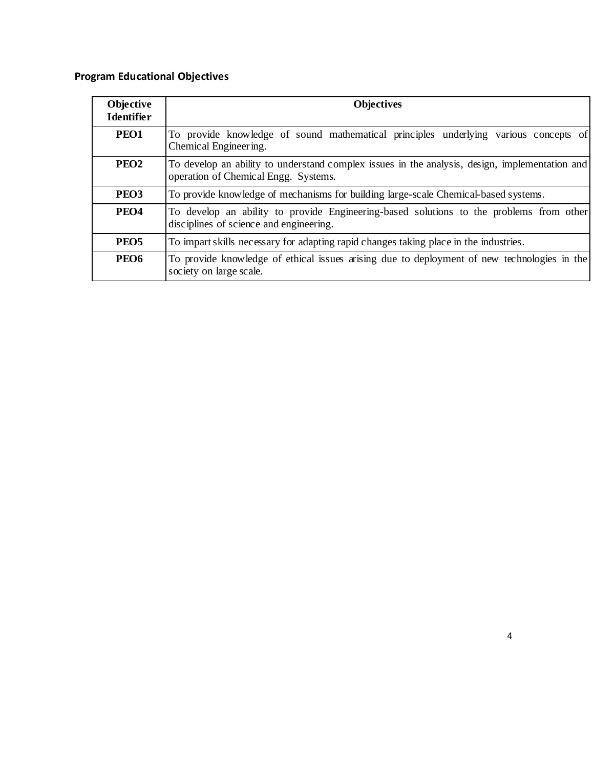## Program Educational Objectives

| Objective Identifier | Objectives |
|---|---|
| **PEO1** | To provide knowledge of sound mathematical principles underlying various concepts of Chemical Engineering. |
| **PEO2** | To develop an ability to understand complex issues in the analysis, design, implementation and operation of Chemical Engg. Systems. |
| **PEO3** | To provide knowledge of mechanisms for building large-scale Chemical-based systems. |
| **PEO4** | To develop an ability to provide Engineering-based solutions to the problems from other disciplines of science and engineering. |
| **PEO5** | To impart skills necessary for adapting rapid changes taking place in the industries. |
| **PEO6** | To provide knowledge of ethical issues arising due to deployment of new technologies in the society on large scale. |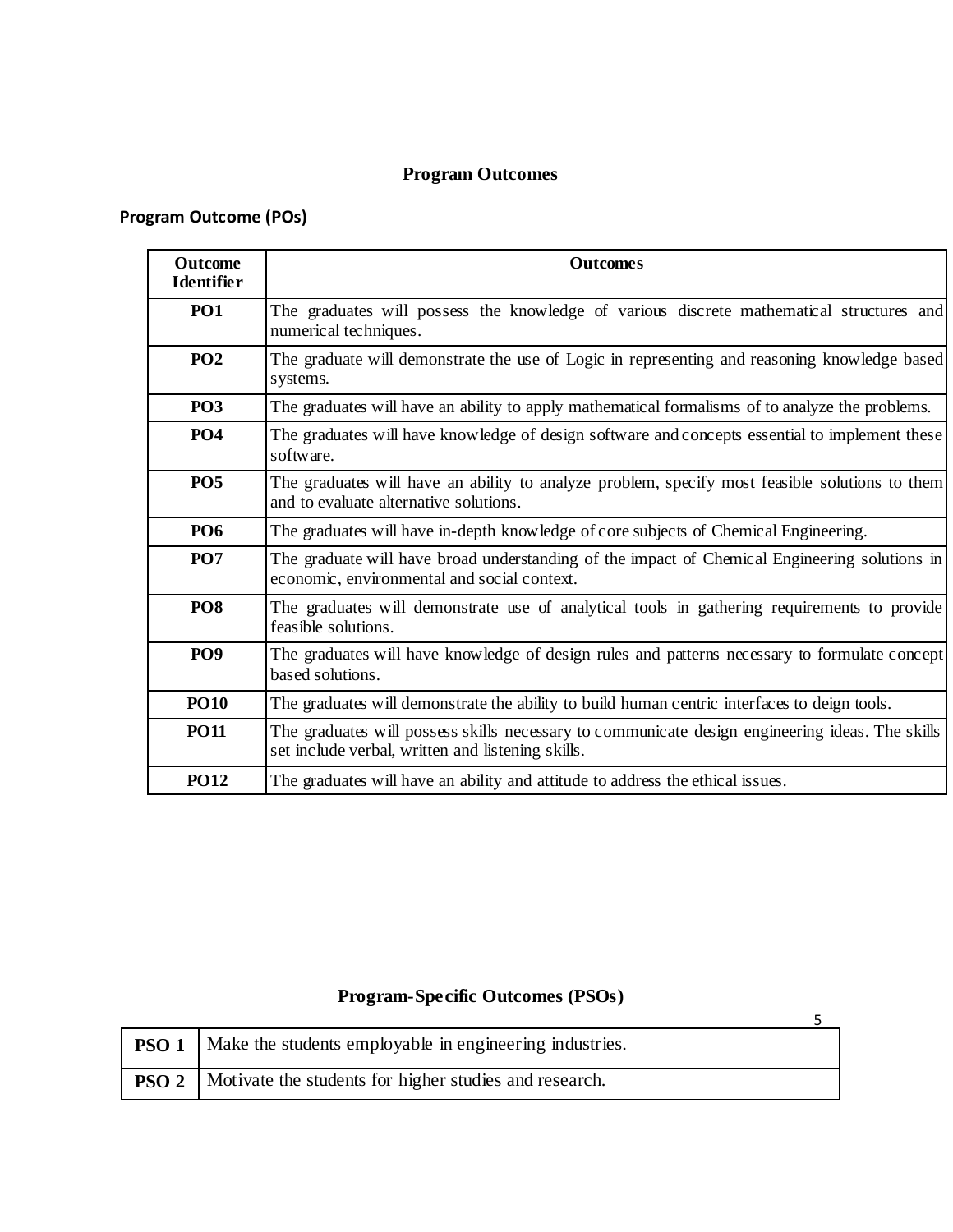# Program Outcomes

## Program Outcome (POs)

| Outcome Identifier | Outcomes |
|---|---|
| **PO1** | The graduates will possess the knowledge of various discrete mathematical structures and numerical techniques. |
| **PO2** | The graduate will demonstrate the use of Logic in representing and reasoning knowledge based systems. |
| **PO3** | The graduates will have an ability to apply mathematical formalisms of to analyze the problems. |
| **PO4** | The graduates will have knowledge of design software and concepts essential to implement these software. |
| **PO5** | The graduates will have an ability to analyze problem, specify most feasible solutions to them and to evaluate alternative solutions. |
| **PO6** | The graduates will have in-depth knowledge of core subjects of Chemical Engineering. |
| **PO7** | The graduate will have broad understanding of the impact of Chemical Engineering solutions in economic, environmental and social context. |
| **PO8** | The graduates will demonstrate use of analytical tools in gathering requirements to provide feasible solutions. |
| **PO9** | The graduates will have knowledge of design rules and patterns necessary to formulate concept based solutions. |
| **PO10** | The graduates will demonstrate the ability to build human centric interfaces to deign tools. |
| **PO11** | The graduates will possess skills necessary to communicate design engineering ideas. The skills set include verbal, written and listening skills. |
| **PO12** | The graduates will have an ability and attitude to address the ethical issues. |

## Program-Specific Outcomes (PSOs)

| | |
|---|---|
| **PSO 1** | Make the students employable in engineering industries. |
| **PSO 2** | Motivate the students for higher studies and research. |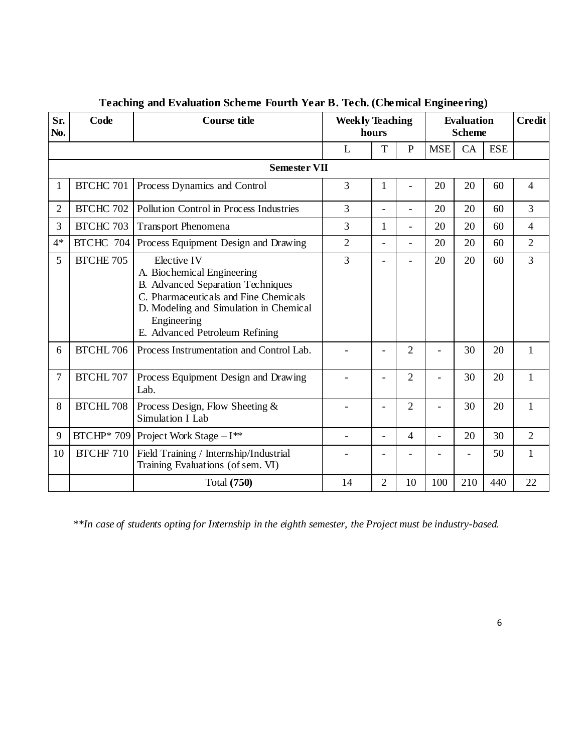## Teaching and Evaluation Scheme Fourth Year B. Tech. (Chemical Engineering)

| Sr. No. | Code | Course title | Weekly Teaching hours | | | Evaluation Scheme | | | Credit |
|---|---|---|---|---|---|---|---|---|---|
| | | | L | T | P | MSE | CA | ESE | |
| | | **Semester VII** | | | | | | | |
| 1 | BTCHC 701 | Process Dynamics and Control | 3 | 1 | - | 20 | 20 | 60 | 4 |
| 2 | BTCHC 702 | Pollution Control in Process Industries | 3 | - | - | 20 | 20 | 60 | 3 |
| 3 | BTCHC 703 | Transport Phenomena | 3 | 1 | - | 20 | 20 | 60 | 4 |
| 4* | BTCHC 704 | Process Equipment Design and Drawing | 2 | - | - | 20 | 20 | 60 | 2 |
| 5 | BTCHE 705 | Elective IV<br>A. Biochemical Engineering<br>B. Advanced Separation Techniques<br>C. Pharmaceuticals and Fine Chemicals<br>D. Modeling and Simulation in Chemical Engineering<br>E. Advanced Petroleum Refining | 3 | - | - | 20 | 20 | 60 | 3 |
| 6 | BTCHL 706 | Process Instrumentation and Control Lab. | - | - | 2 | - | 30 | 20 | 1 |
| 7 | BTCHL 707 | Process Equipment Design and Drawing Lab. | - | - | 2 | - | 30 | 20 | 1 |
| 8 | BTCHL 708 | Process Design, Flow Sheeting & Simulation I Lab | - | - | 2 | - | 30 | 20 | 1 |
| 9 | BTCHP* 709 | Project Work Stage – I** | - | - | 4 | - | 20 | 30 | 2 |
| 10 | BTCHF 710 | Field Training / Internship/Industrial Training Evaluations (of sem. VI) | - | - | - | - | - | 50 | 1 |
| | | Total **(750)** | 14 | 2 | 10 | 100 | 210 | 440 | 22 |

***In case of students opting for Internship in the eighth semester, the Project must be industry-based.*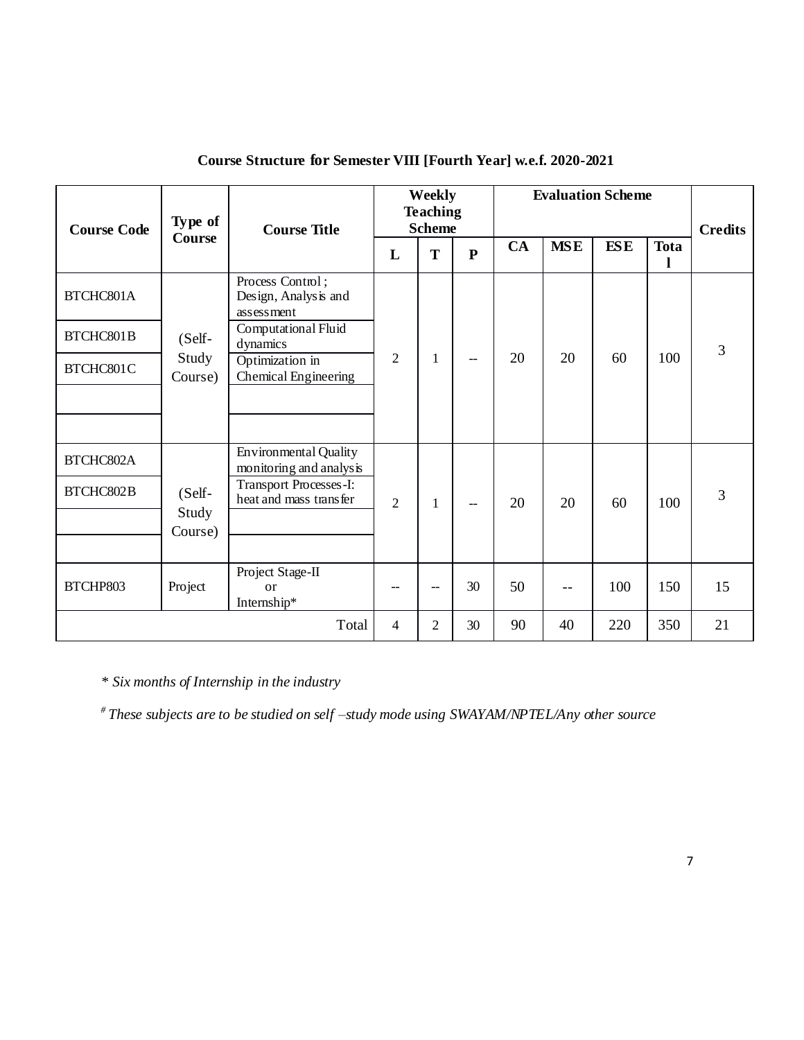**Course Structure for Semester VIII [Fourth Year] w.e.f. 2020-2021**

| Course Code | Type of Course | Course Title | Weekly Teaching Scheme | | | Evaluation Scheme | | | | Credits |
|---|---|---|---|---|---|---|---|---|---|---|
| | | | L | T | P | CA | MSE | ESE | Total | |
| BTCHC801A | (Self-Study Course) | Process Control ; Design, Analysis and assessment | 2 | 1 | -- | 20 | 20 | 60 | 100 | 3 |
| BTCHC801B | | Computational Fluid dynamics | | | | | | | | |
| BTCHC801C | | Optimization in Chemical Engineering | | | | | | | | |
| | | | | | | | | | | |
| | | | | | | | | | | |
| BTCHC802A | (Self-Study Course) | Environmental Quality monitoring and analysis | 2 | 1 | -- | 20 | 20 | 60 | 100 | 3 |
| BTCHC802B | | Transport Processes-I: heat and mass transfer | | | | | | | | |
| | | | | | | | | | | |
| | | | | | | | | | | |
| BTCHP803 | Project | Project Stage-II or Internship* | -- | -- | 30 | 50 | -- | 100 | 150 | 15 |
| | | Total | 4 | 2 | 30 | 90 | 40 | 220 | 350 | 21 |

*\* Six months of Internship in the industry*

*# These subjects are to be studied on self –study mode using SWAYAM/NPTEL/Any other source*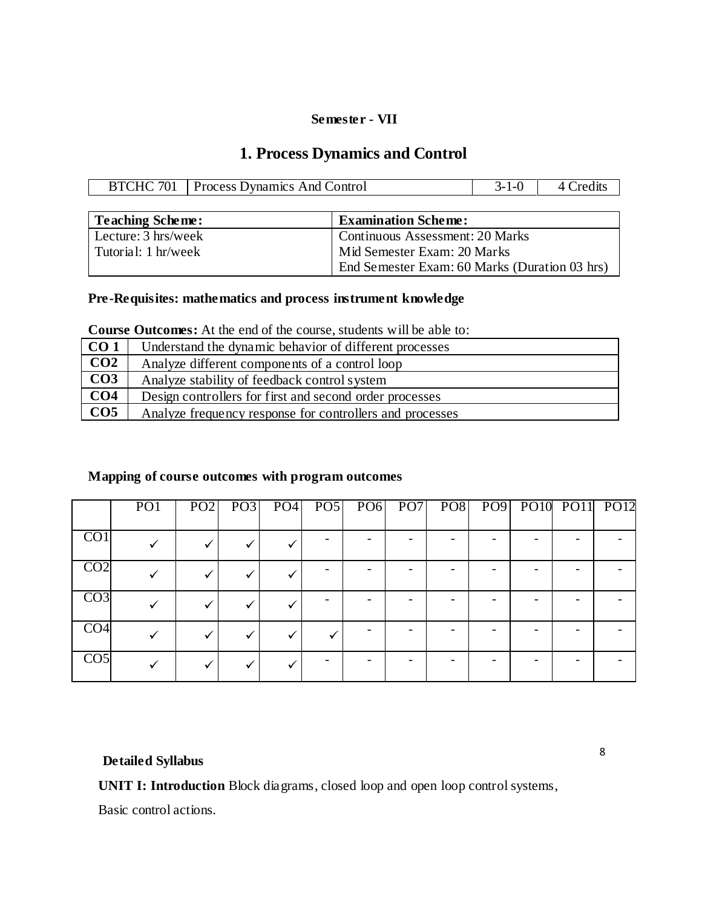**Semester - VII**

# 1. Process Dynamics and Control

| BTCHC 701 | Process Dynamics And Control | 3-1-0 | 4 Credits |
|---|---|---|---|

| **Teaching Scheme:** | **Examination Scheme:** |
|---|---|
| Lecture: 3 hrs/week | Continuous Assessment: 20 Marks |
| Tutorial: 1 hr/week | Mid Semester Exam: 20 Marks |
| | End Semester Exam: 60 Marks (Duration 03 hrs) |

**Pre-Requisites: mathematics and process instrument knowledge**

**Course Outcomes:** At the end of the course, students will be able to:

| | |
|---|---|
| **CO 1** | Understand the dynamic behavior of different processes |
| **CO2** | Analyze different components of a control loop |
| **CO3** | Analyze stability of feedback control system |
| **CO4** | Design controllers for first and second order processes |
| **CO5** | Analyze frequency response for controllers and processes |

**Mapping of course outcomes with program outcomes**

| | PO1 | PO2 | PO3 | PO4 | PO5 | PO6 | PO7 | PO8 | PO9 | PO10 | PO11 | PO12 |
|---|---|---|---|---|---|---|---|---|---|---|---|---|
| CO1 | ✓ | ✓ | ✓ | ✓ | - | - | - | - | - | - | - | - |
| CO2 | ✓ | ✓ | ✓ | ✓ | - | - | - | - | - | - | - | - |
| CO3 | ✓ | ✓ | ✓ | ✓ | - | - | - | - | - | - | - | - |
| CO4 | ✓ | ✓ | ✓ | ✓ | ✓ | - | - | - | - | - | - | - |
| CO5 | ✓ | ✓ | ✓ | ✓ | - | - | - | - | - | - | - | - |

**Detailed Syllabus**

**UNIT I: Introduction** Block diagrams, closed loop and open loop control systems, Basic control actions.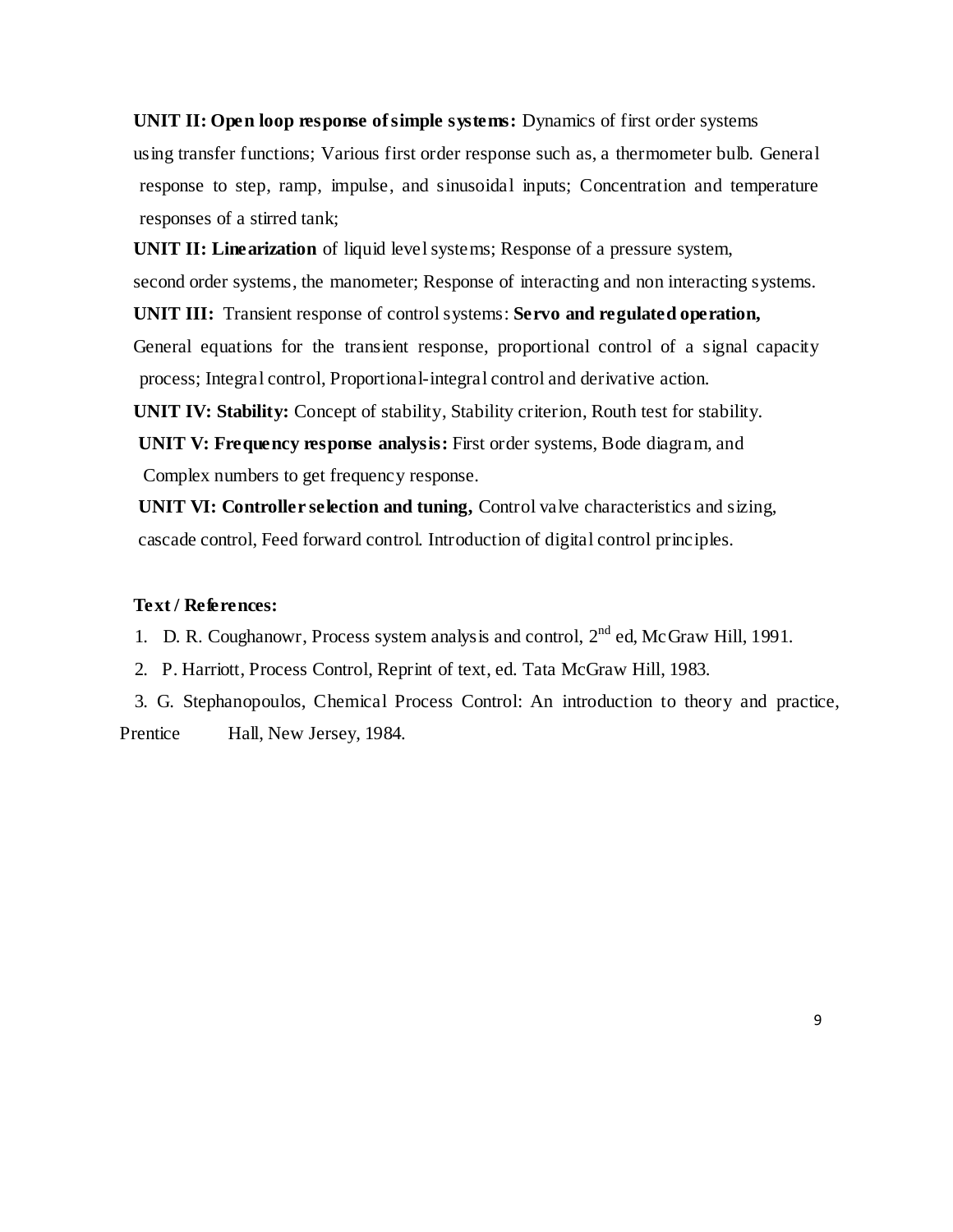**UNIT II: Open loop response of simple systems:** Dynamics of first order systems using transfer functions; Various first order response such as, a thermometer bulb. General response to step, ramp, impulse, and sinusoidal inputs; Concentration and temperature responses of a stirred tank;

**UNIT II: Linearization** of liquid level systems; Response of a pressure system, second order systems, the manometer; Response of interacting and non interacting systems.

**UNIT III:** Transient response of control systems: **Servo and regulated operation,** General equations for the transient response, proportional control of a signal capacity process; Integral control, Proportional-integral control and derivative action.

**UNIT IV: Stability:** Concept of stability, Stability criterion, Routh test for stability.

**UNIT V: Frequency response analysis:** First order systems, Bode diagram, and Complex numbers to get frequency response.

**UNIT VI: Controller selection and tuning,** Control valve characteristics and sizing, cascade control, Feed forward control. Introduction of digital control principles.

**Text / References:**

1. D. R. Coughanowr, Process system analysis and control, 2nd ed, McGraw Hill, 1991.
2. P. Harriott, Process Control, Reprint of text, ed. Tata McGraw Hill, 1983.
3. G. Stephanopoulos, Chemical Process Control: An introduction to theory and practice, Prentice Hall, New Jersey, 1984.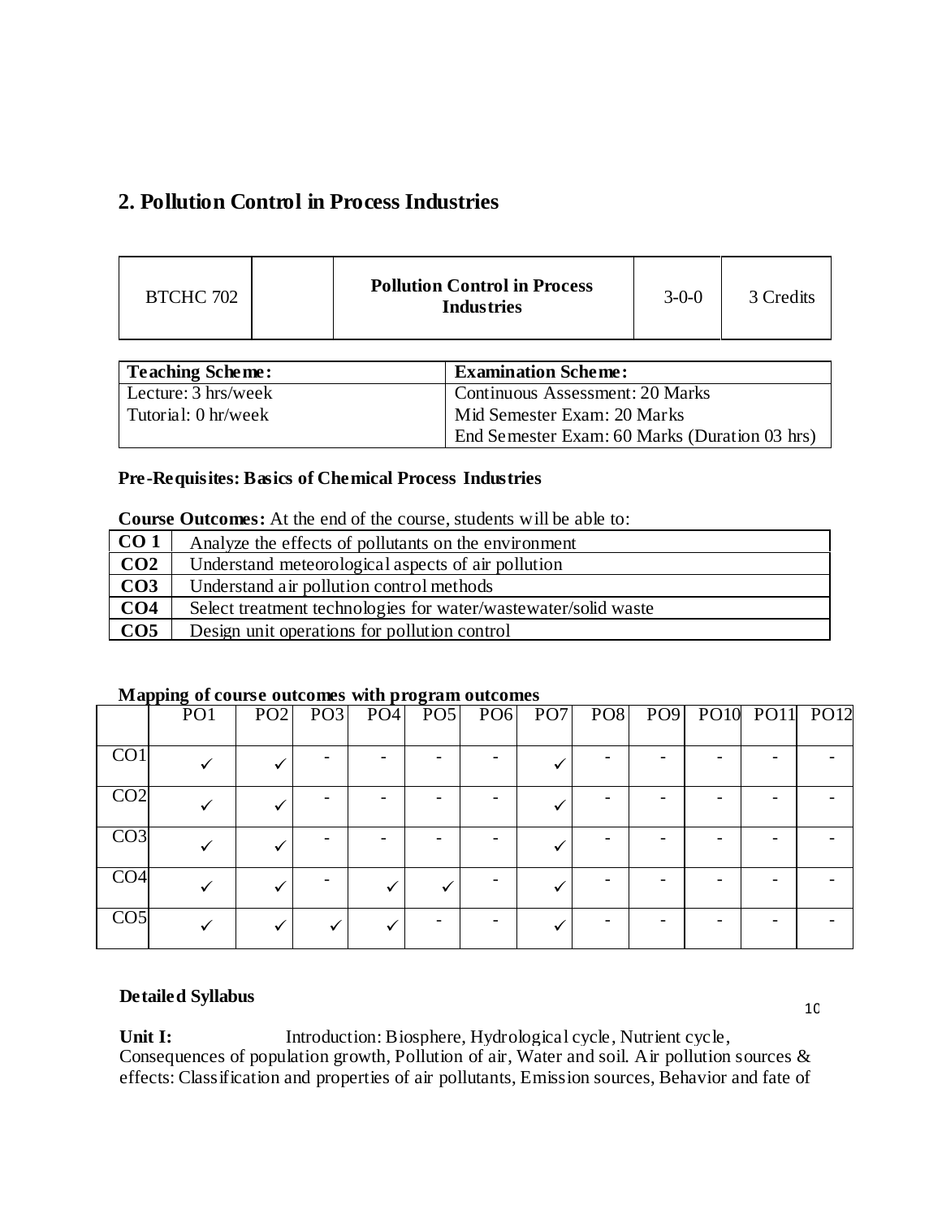## 2. Pollution Control in Process Industries

| BTCHC 702 | | Pollution Control in Process Industries | 3-0-0 | 3 Credits |
|---|---|---|---|---|

| Teaching Scheme: | Examination Scheme: |
|---|---|
| Lecture: 3 hrs/week | Continuous Assessment: 20 Marks |
| Tutorial: 0 hr/week | Mid Semester Exam: 20 Marks |
| | End Semester Exam: 60 Marks (Duration 03 hrs) |

**Pre-Requisites: Basics of Chemical Process Industries**

**Course Outcomes:** At the end of the course, students will be able to:

| | |
|---|---|
| **CO 1** | Analyze the effects of pollutants on the environment |
| **CO2** | Understand meteorological aspects of air pollution |
| **CO3** | Understand air pollution control methods |
| **CO4** | Select treatment technologies for water/wastewater/solid waste |
| **CO5** | Design unit operations for pollution control |

**Mapping of course outcomes with program outcomes**

| | PO1 | PO2 | PO3 | PO4 | PO5 | PO6 | PO7 | PO8 | PO9 | PO10 | PO11 | PO12 |
|---|---|---|---|---|---|---|---|---|---|---|---|---|
| CO1 | ✓ | ✓ | - | - | - | - | ✓ | - | - | - | - | - |
| CO2 | ✓ | ✓ | - | - | - | - | ✓ | - | - | - | - | - |
| CO3 | ✓ | ✓ | - | - | - | - | ✓ | - | - | - | - | - |
| CO4 | ✓ | ✓ | - | ✓ | ✓ | - | ✓ | - | - | - | - | - |
| CO5 | ✓ | ✓ | ✓ | ✓ | - | - | ✓ | - | - | - | - | - |

**Detailed Syllabus**

**Unit I:** Introduction: Biosphere, Hydrological cycle, Nutrient cycle, Consequences of population growth, Pollution of air, Water and soil. Air pollution sources & effects: Classification and properties of air pollutants, Emission sources, Behavior and fate of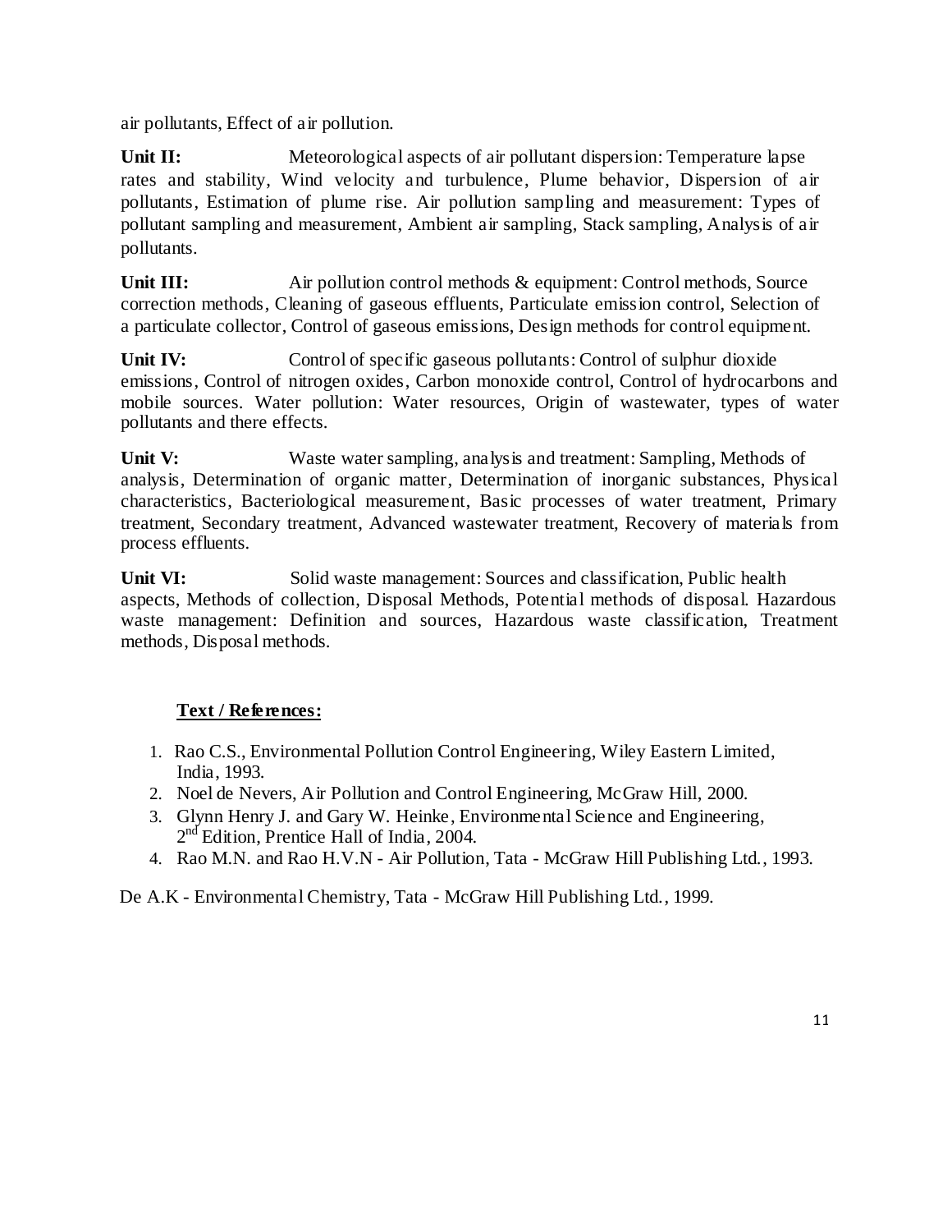air pollutants, Effect of air pollution.

**Unit II:** Meteorological aspects of air pollutant dispersion: Temperature lapse rates and stability, Wind velocity and turbulence, Plume behavior, Dispersion of air pollutants, Estimation of plume rise. Air pollution sampling and measurement: Types of pollutant sampling and measurement, Ambient air sampling, Stack sampling, Analysis of air pollutants.

**Unit III:** Air pollution control methods & equipment: Control methods, Source correction methods, Cleaning of gaseous effluents, Particulate emission control, Selection of a particulate collector, Control of gaseous emissions, Design methods for control equipment.

**Unit IV:** Control of specific gaseous pollutants: Control of sulphur dioxide emissions, Control of nitrogen oxides, Carbon monoxide control, Control of hydrocarbons and mobile sources. Water pollution: Water resources, Origin of wastewater, types of water pollutants and there effects.

**Unit V:** Waste water sampling, analysis and treatment: Sampling, Methods of analysis, Determination of organic matter, Determination of inorganic substances, Physical characteristics, Bacteriological measurement, Basic processes of water treatment, Primary treatment, Secondary treatment, Advanced wastewater treatment, Recovery of materials from process effluents.

**Unit VI:** Solid waste management: Sources and classification, Public health aspects, Methods of collection, Disposal Methods, Potential methods of disposal. Hazardous waste management: Definition and sources, Hazardous waste classification, Treatment methods, Disposal methods.

**Text / References:**

1. Rao C.S., Environmental Pollution Control Engineering, Wiley Eastern Limited, India, 1993.
2. Noel de Nevers, Air Pollution and Control Engineering, McGraw Hill, 2000.
3. Glynn Henry J. and Gary W. Heinke, Environmental Science and Engineering, 2nd Edition, Prentice Hall of India, 2004.
4. Rao M.N. and Rao H.V.N - Air Pollution, Tata - McGraw Hill Publishing Ltd., 1993.

De A.K - Environmental Chemistry, Tata - McGraw Hill Publishing Ltd., 1999.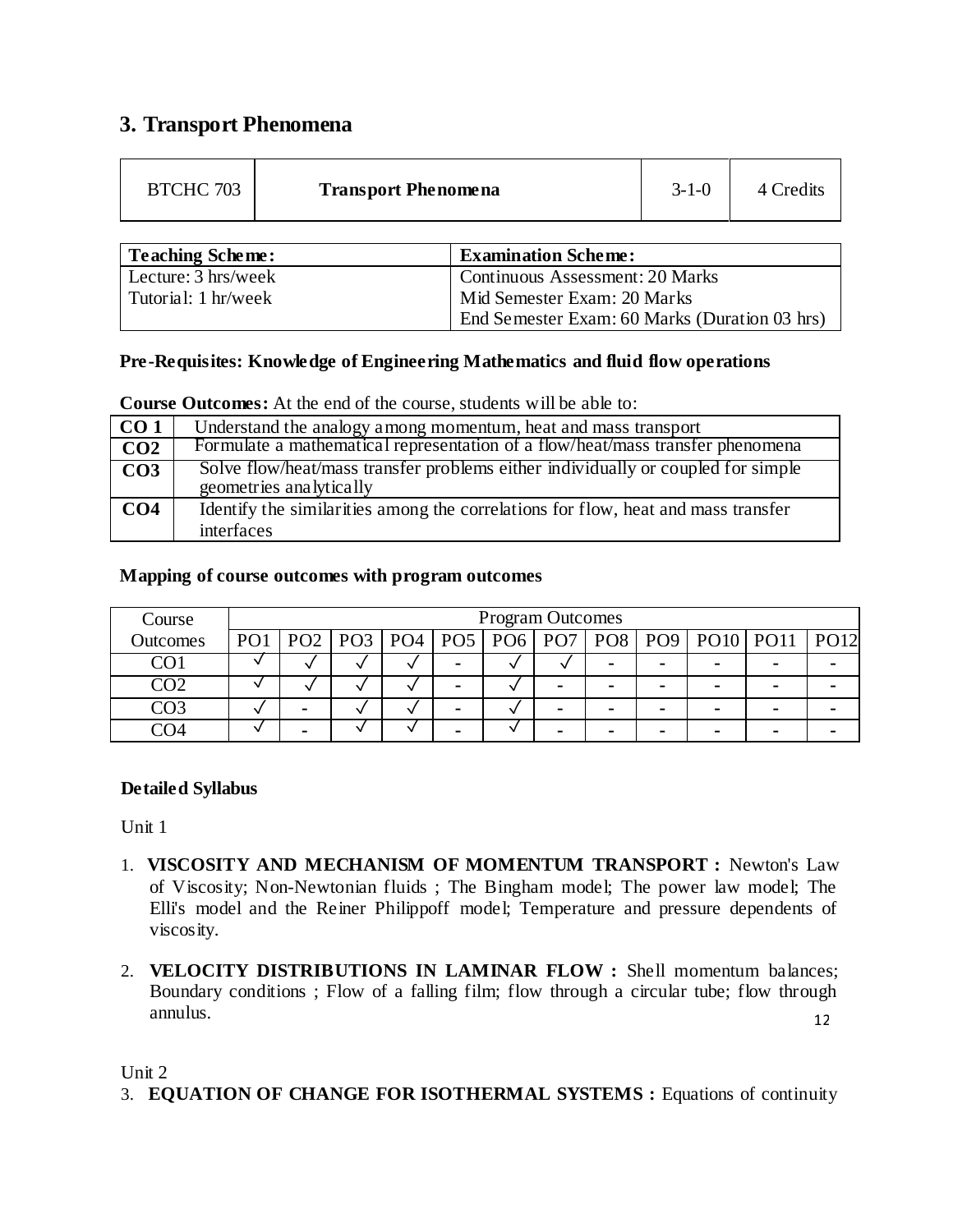## 3. Transport Phenomena

| BTCHC 703 | Transport Phenomena | 3-1-0 | 4 Credits |
|---|---|---|---|

| Teaching Scheme: | Examination Scheme: |
|---|---|
| Lecture: 3 hrs/week | Continuous Assessment: 20 Marks |
| Tutorial: 1 hr/week | Mid Semester Exam: 20 Marks |
| | End Semester Exam: 60 Marks (Duration 03 hrs) |

**Pre-Requisites: Knowledge of Engineering Mathematics and fluid flow operations**

**Course Outcomes:** At the end of the course, students will be able to:

| | |
|---|---|
| **CO 1** | Understand the analogy among momentum, heat and mass transport |
| **CO2** | Formulate a mathematical representation of a flow/heat/mass transfer phenomena |
| **CO3** | Solve flow/heat/mass transfer problems either individually or coupled for simple geometries analytically |
| **CO4** | Identify the similarities among the correlations for flow, heat and mass transfer interfaces |

**Mapping of course outcomes with program outcomes**

| Course Outcomes | Program Outcomes | | | | | | | | | | | |
|---|---|---|---|---|---|---|---|---|---|---|---|---|
| | PO1 | PO2 | PO3 | PO4 | PO5 | PO6 | PO7 | PO8 | PO9 | PO10 | PO11 | PO12 |
| CO1 | √ | √ | √ | √ | - | √ | √ | - | - | - | - | - |
| CO2 | √ | √ | √ | √ | - | √ | - | - | - | - | - | - |
| CO3 | √ | - | √ | √ | - | √ | - | - | - | - | - | - |
| CO4 | √ | - | √ | √ | - | √ | - | - | - | - | - | - |

**Detailed Syllabus**

Unit 1

1. **VISCOSITY AND MECHANISM OF MOMENTUM TRANSPORT :** Newton's Law of Viscosity; Non-Newtonian fluids ; The Bingham model; The power law model; The Elli's model and the Reiner Philippoff model; Temperature and pressure dependents of viscosity.

2. **VELOCITY DISTRIBUTIONS IN LAMINAR FLOW :** Shell momentum balances; Boundary conditions ; Flow of a falling film; flow through a circular tube; flow through annulus.

Unit 2

3. **EQUATION OF CHANGE FOR ISOTHERMAL SYSTEMS :** Equations of continuity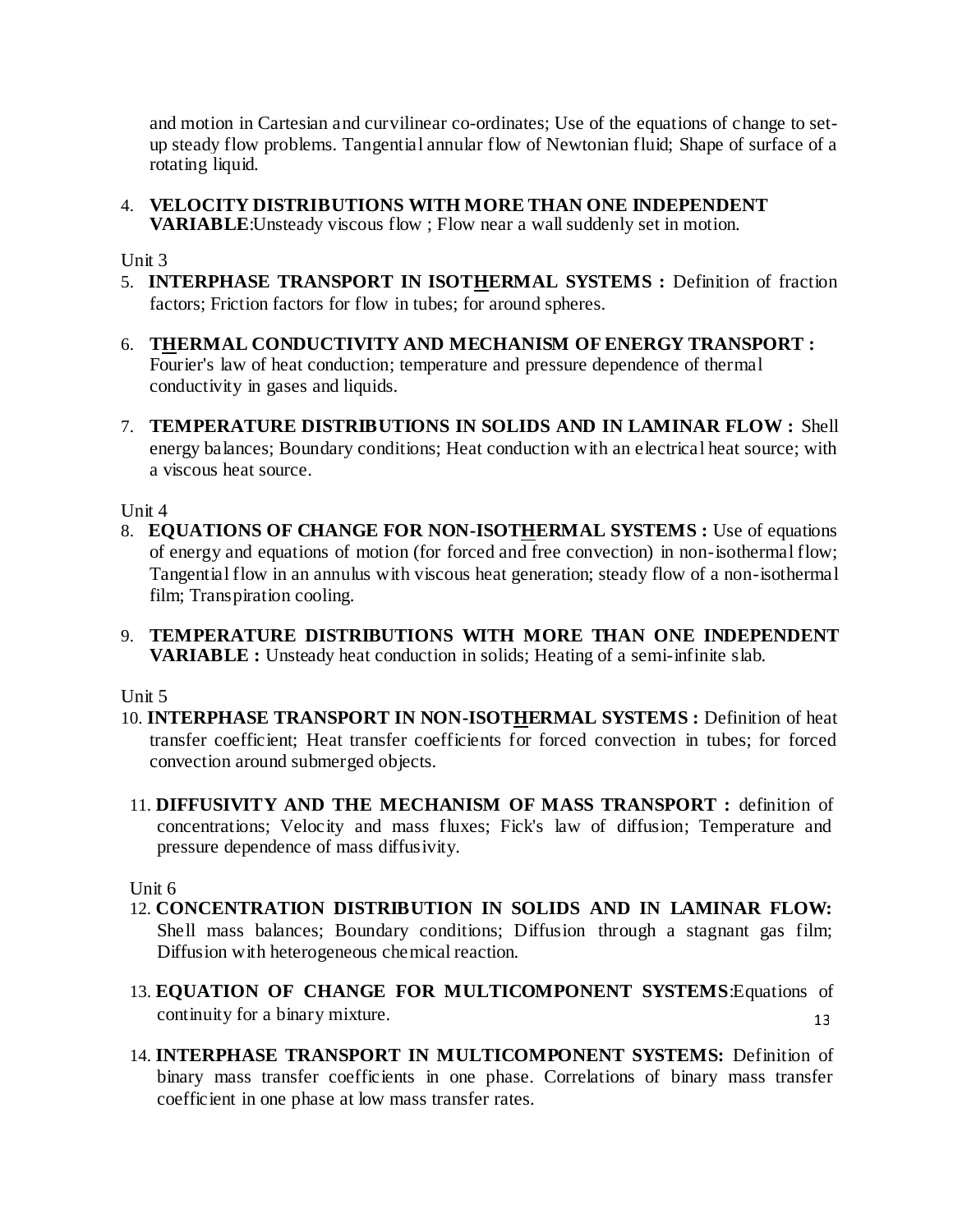and motion in Cartesian and curvilinear co-ordinates; Use of the equations of change to set-up steady flow problems. Tangential annular flow of Newtonian fluid; Shape of surface of a rotating liquid.

4. **VELOCITY DISTRIBUTIONS WITH MORE THAN ONE INDEPENDENT VARIABLE**:Unsteady viscous flow ; Flow near a wall suddenly set in motion.

Unit 3

5. **INTERPHASE TRANSPORT IN ISOTHERMAL SYSTEMS :** Definition of fraction factors; Friction factors for flow in tubes; for around spheres.

6. **THERMAL CONDUCTIVITY AND MECHANISM OF ENERGY TRANSPORT :** Fourier's law of heat conduction; temperature and pressure dependence of thermal conductivity in gases and liquids.

7. **TEMPERATURE DISTRIBUTIONS IN SOLIDS AND IN LAMINAR FLOW :** Shell energy balances; Boundary conditions; Heat conduction with an electrical heat source; with a viscous heat source.

Unit 4

8. **EQUATIONS OF CHANGE FOR NON-ISOTHERMAL SYSTEMS :** Use of equations of energy and equations of motion (for forced and free convection) in non-isothermal flow; Tangential flow in an annulus with viscous heat generation; steady flow of a non-isothermal film; Transpiration cooling.

9. **TEMPERATURE DISTRIBUTIONS WITH MORE THAN ONE INDEPENDENT VARIABLE :** Unsteady heat conduction in solids; Heating of a semi-infinite slab.

Unit 5

10. **INTERPHASE TRANSPORT IN NON-ISOTHERMAL SYSTEMS :** Definition of heat transfer coefficient; Heat transfer coefficients for forced convection in tubes; for forced convection around submerged objects.

11. **DIFFUSIVITY AND THE MECHANISM OF MASS TRANSPORT :** definition of concentrations; Velocity and mass fluxes; Fick's law of diffusion; Temperature and pressure dependence of mass diffusivity.

Unit 6

12. **CONCENTRATION DISTRIBUTION IN SOLIDS AND IN LAMINAR FLOW:** Shell mass balances; Boundary conditions; Diffusion through a stagnant gas film; Diffusion with heterogeneous chemical reaction.

13. **EQUATION OF CHANGE FOR MULTICOMPONENT SYSTEMS**:Equations of continuity for a binary mixture.

14. **INTERPHASE TRANSPORT IN MULTICOMPONENT SYSTEMS:** Definition of binary mass transfer coefficients in one phase. Correlations of binary mass transfer coefficient in one phase at low mass transfer rates.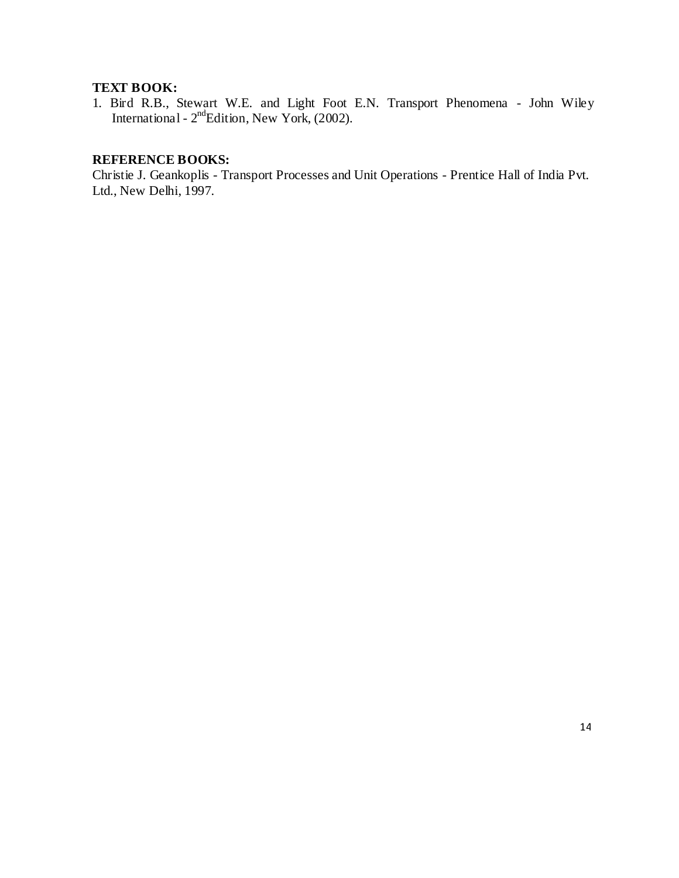**TEXT BOOK:**

1. Bird R.B., Stewart W.E. and Light Foot E.N. Transport Phenomena - John Wiley International - 2nd Edition, New York, (2002).

**REFERENCE BOOKS:**

Christie J. Geankoplis - Transport Processes and Unit Operations - Prentice Hall of India Pvt. Ltd., New Delhi, 1997.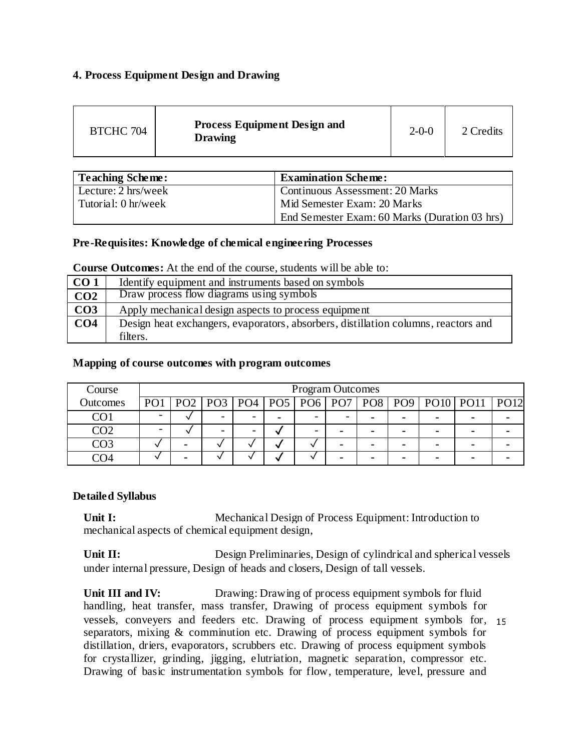### 4. Process Equipment Design and Drawing

| BTCHC 704 | Process Equipment Design and Drawing | 2-0-0 | 2 Credits |
|---|---|---|---|

| Teaching Scheme: | Examination Scheme: |
|---|---|
| Lecture: 2 hrs/week | Continuous Assessment: 20 Marks |
| Tutorial: 0 hr/week | Mid Semester Exam: 20 Marks |
| | End Semester Exam: 60 Marks (Duration 03 hrs) |

**Pre-Requisites: Knowledge of chemical engineering Processes**

**Course Outcomes:** At the end of the course, students will be able to:

| | |
|---|---|
| **CO 1** | Identify equipment and instruments based on symbols |
| **CO2** | Draw process flow diagrams using symbols |
| **CO3** | Apply mechanical design aspects to process equipment |
| **CO4** | Design heat exchangers, evaporators, absorbers, distillation columns, reactors and filters. |

**Mapping of course outcomes with program outcomes**

| Course Outcomes | Program Outcomes | | | | | | | | | | | |
|---|---|---|---|---|---|---|---|---|---|---|---|---|
| | PO1 | PO2 | PO3 | PO4 | PO5 | PO6 | PO7 | PO8 | PO9 | PO10 | PO11 | PO12 |
| CO1 | - | √ | - | - | - | - | - | - | - | - | - | - |
| CO2 | - | √ | - | - | √ | - | - | - | - | - | - | - |
| CO3 | √ | - | √ | √ | √ | √ | - | - | - | - | - | - |
| CO4 | √ | - | √ | √ | √ | √ | - | - | - | - | - | - |

**Detailed Syllabus**

**Unit I:** Mechanical Design of Process Equipment: Introduction to mechanical aspects of chemical equipment design,

**Unit II:** Design Preliminaries, Design of cylindrical and spherical vessels under internal pressure, Design of heads and closers, Design of tall vessels.

**Unit III and IV:** Drawing: Drawing of process equipment symbols for fluid handling, heat transfer, mass transfer, Drawing of process equipment symbols for vessels, conveyers and feeders etc. Drawing of process equipment symbols for, separators, mixing & comminution etc. Drawing of process equipment symbols for distillation, driers, evaporators, scrubbers etc. Drawing of process equipment symbols for crystallizer, grinding, jigging, elutriation, magnetic separation, compressor etc. Drawing of basic instrumentation symbols for flow, temperature, level, pressure and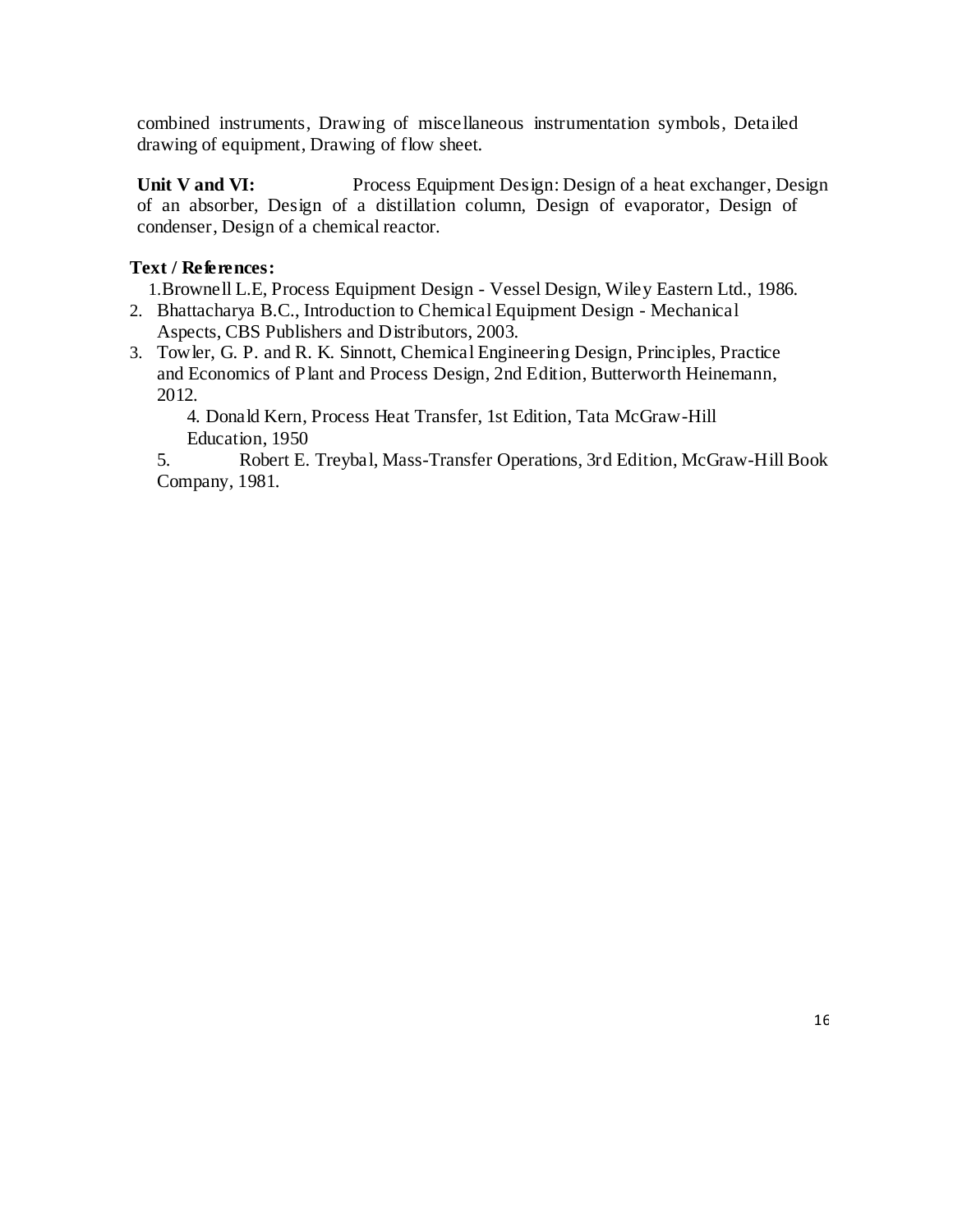combined instruments, Drawing of miscellaneous instrumentation symbols, Detailed drawing of equipment, Drawing of flow sheet.

**Unit V and VI:** Process Equipment Design: Design of a heat exchanger, Design of an absorber, Design of a distillation column, Design of evaporator, Design of condenser, Design of a chemical reactor.

**Text / References:**

1. Brownell L.E, Process Equipment Design - Vessel Design, Wiley Eastern Ltd., 1986.
2. Bhattacharya B.C., Introduction to Chemical Equipment Design - Mechanical Aspects, CBS Publishers and Distributors, 2003.
3. Towler, G. P. and R. K. Sinnott, Chemical Engineering Design, Principles, Practice and Economics of Plant and Process Design, 2nd Edition, Butterworth Heinemann, 2012.
4. Donald Kern, Process Heat Transfer, 1st Edition, Tata McGraw-Hill Education, 1950
5. Robert E. Treybal, Mass-Transfer Operations, 3rd Edition, McGraw-Hill Book Company, 1981.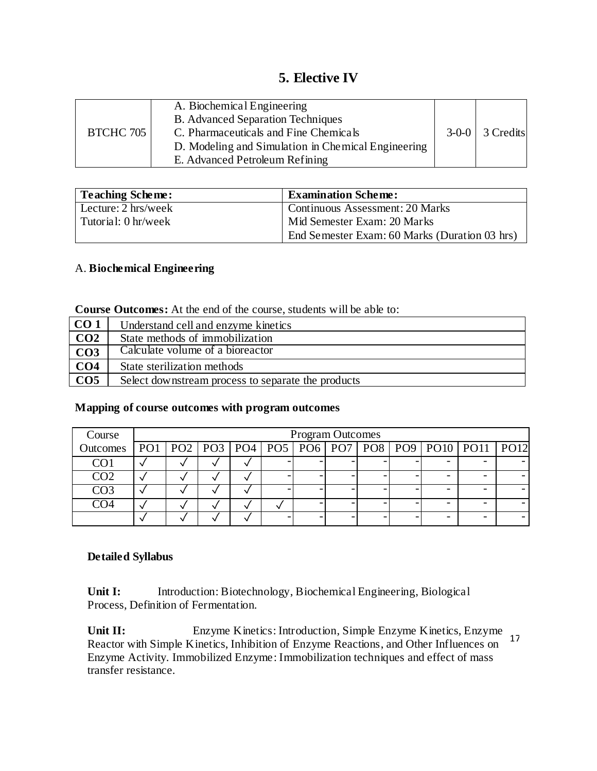## 5. Elective IV

| BTCHC 705 | A. Biochemical Engineering<br>B. Advanced Separation Techniques<br>C. Pharmaceuticals and Fine Chemicals<br>D. Modeling and Simulation in Chemical Engineering<br>E. Advanced Petroleum Refining | 3-0-0 | 3 Credits |
|---|---|---|---|

| Teaching Scheme: | Examination Scheme: |
|---|---|
| Lecture: 2 hrs/week | Continuous Assessment: 20 Marks |
| Tutorial: 0 hr/week | Mid Semester Exam: 20 Marks |
| | End Semester Exam: 60 Marks (Duration 03 hrs) |

A. **Biochemical Engineering**

**Course Outcomes:** At the end of the course, students will be able to:

| | |
|---|---|
| **CO 1** | Understand cell and enzyme kinetics |
| **CO2** | State methods of immobilization |
| **CO3** | Calculate volume of a bioreactor |
| **CO4** | State sterilization methods |
| **CO5** | Select downstream process to separate the products |

**Mapping of course outcomes with program outcomes**

| Course Outcomes | Program Outcomes | | | | | | | | | | | |
|---|---|---|---|---|---|---|---|---|---|---|---|---|
| | PO1 | PO2 | PO3 | PO4 | PO5 | PO6 | PO7 | PO8 | PO9 | PO10 | PO11 | PO12 |
| CO1 | √ | √ | √ | √ | - | - | - | - | - | - | - | - |
| CO2 | √ | √ | √ | √ | - | - | - | - | - | - | - | - |
| CO3 | √ | √ | √ | √ | - | - | - | - | - | - | - | - |
| CO4 | √ | √ | √ | √ | √ | - | - | - | - | - | - | - |
| | √ | √ | √ | √ | - | - | - | - | - | - | - | - |

**Detailed Syllabus**

**Unit I:** Introduction: Biotechnology, Biochemical Engineering, Biological Process, Definition of Fermentation.

**Unit II:** Enzyme Kinetics: Introduction, Simple Enzyme Kinetics, Enzyme Reactor with Simple Kinetics, Inhibition of Enzyme Reactions, and Other Influences on Enzyme Activity. Immobilized Enzyme: Immobilization techniques and effect of mass transfer resistance.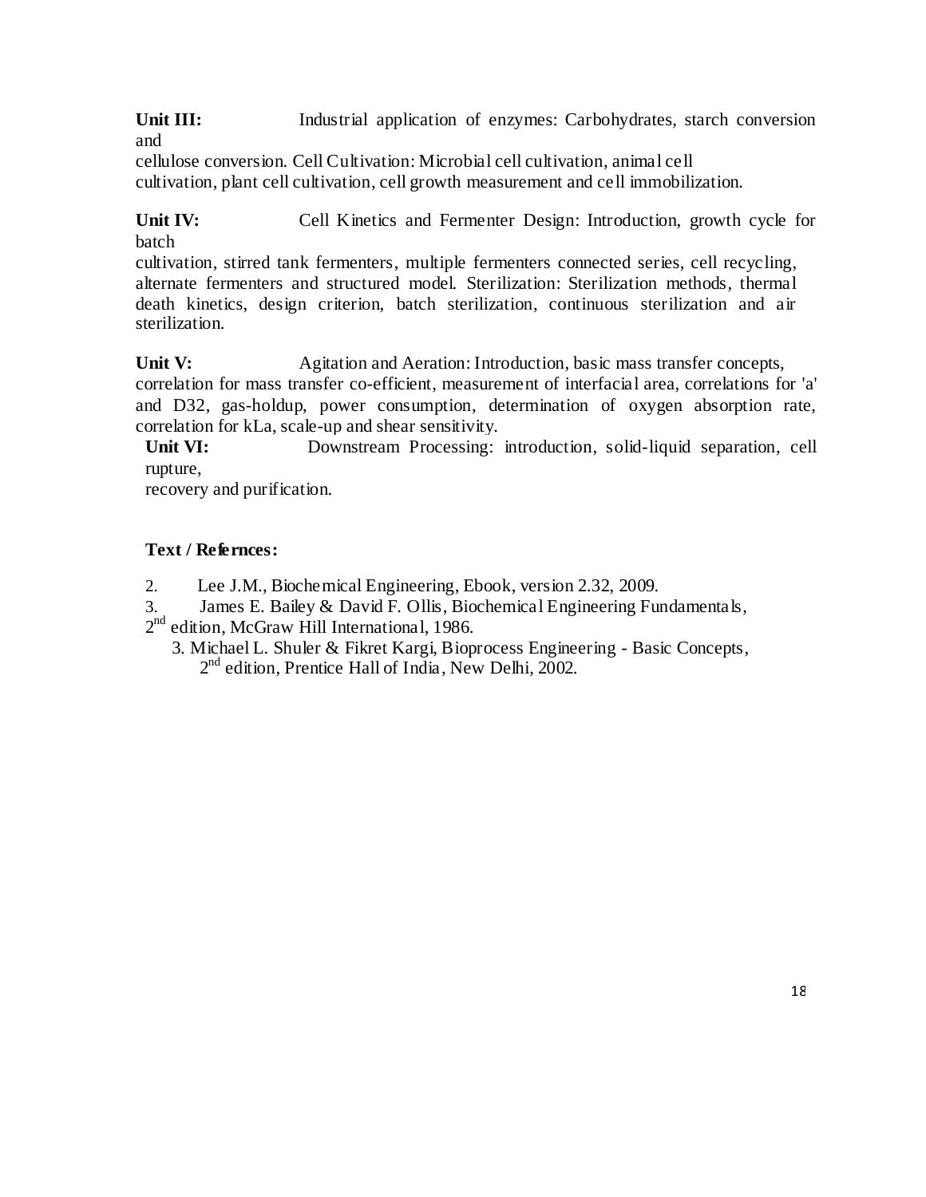**Unit III:** Industrial application of enzymes: Carbohydrates, starch conversion and cellulose conversion. Cell Cultivation: Microbial cell cultivation, animal cell cultivation, plant cell cultivation, cell growth measurement and cell immobilization.

**Unit IV:** Cell Kinetics and Fermenter Design: Introduction, growth cycle for batch cultivation, stirred tank fermenters, multiple fermenters connected series, cell recycling, alternate fermenters and structured model. Sterilization: Sterilization methods, thermal death kinetics, design criterion, batch sterilization, continuous sterilization and air sterilization.

**Unit V:** Agitation and Aeration: Introduction, basic mass transfer concepts, correlation for mass transfer co-efficient, measurement of interfacial area, correlations for 'a' and D32, gas-holdup, power consumption, determination of oxygen absorption rate, correlation for kLa, scale-up and shear sensitivity.

**Unit VI:** Downstream Processing: introduction, solid-liquid separation, cell rupture, recovery and purification.

**Text / Referncces:**

2. Lee J.M., Biochemical Engineering, Ebook, version 2.32, 2009.
3. James E. Bailey & David F. Ollis, Biochemical Engineering Fundamentals, 2nd edition, McGraw Hill International, 1986.
3. Michael L. Shuler & Fikret Kargi, Bioprocess Engineering - Basic Concepts, 2nd edition, Prentice Hall of India, New Delhi, 2002.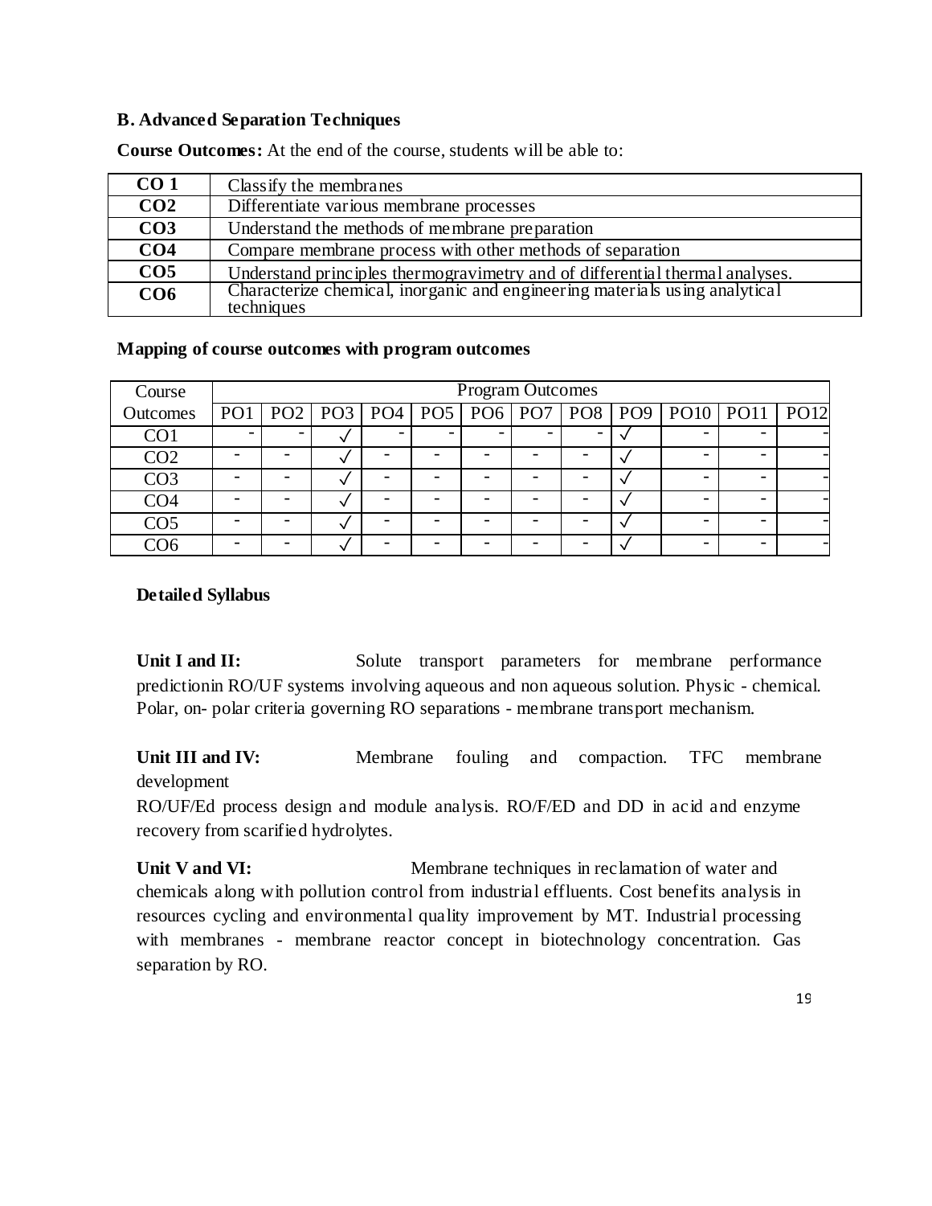### B. Advanced Separation Techniques

**Course Outcomes:** At the end of the course, students will be able to:

| | |
|---|---|
| **CO 1** | Classify the membranes |
| **CO2** | Differentiate various membrane processes |
| **CO3** | Understand the methods of membrane preparation |
| **CO4** | Compare membrane process with other methods of separation |
| **CO5** | Understand principles thermogravimetry and of differential thermal analyses. |
| **CO6** | Characterize chemical, inorganic and engineering materials using analytical techniques |

### Mapping of course outcomes with program outcomes

| Course | Program Outcomes | | | | | | | | | | | |
|---|---|---|---|---|---|---|---|---|---|---|---|---|
| Outcomes | PO1 | PO2 | PO3 | PO4 | PO5 | PO6 | PO7 | PO8 | PO9 | PO10 | PO11 | PO12 |
| CO1 | - | - | √ | - | - | - | - | - | √ | - | - | - |
| CO2 | - | - | √ | - | - | - | - | - | √ | - | - | - |
| CO3 | - | - | √ | - | - | - | - | - | √ | - | - | - |
| CO4 | - | - | √ | - | - | - | - | - | √ | - | - | - |
| CO5 | - | - | √ | - | - | - | - | - | √ | - | - | - |
| CO6 | - | - | √ | - | - | - | - | - | √ | - | - | - |

### Detailed Syllabus

**Unit I and II:** Solute transport parameters for membrane performance predictionin RO/UF systems involving aqueous and non aqueous solution. Physic - chemical. Polar, on- polar criteria governing RO separations - membrane transport mechanism.

**Unit III and IV:** Membrane fouling and compaction. TFC membrane development

RO/UF/Ed process design and module analysis. RO/F/ED and DD in acid and enzyme recovery from scarified hydrolytes.

**Unit V and VI:** Membrane techniques in reclamation of water and chemicals along with pollution control from industrial effluents. Cost benefits analysis in resources cycling and environmental quality improvement by MT. Industrial processing with membranes - membrane reactor concept in biotechnology concentration. Gas separation by RO.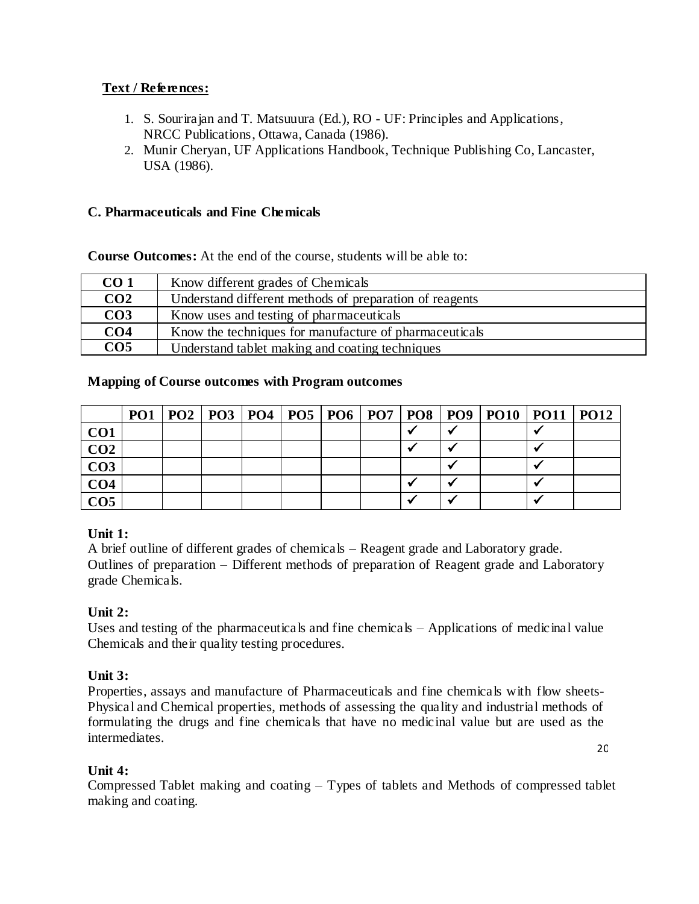**Text / References:**

1. S. Sourirajan and T. Matsuuura (Ed.), RO - UF: Principles and Applications, NRCC Publications, Ottawa, Canada (1986).
2. Munir Cheryan, UF Applications Handbook, Technique Publishing Co, Lancaster, USA (1986).

### C. Pharmaceuticals and Fine Chemicals

**Course Outcomes:** At the end of the course, students will be able to:

| | |
|---|---|
| **CO 1** | Know different grades of Chemicals |
| **CO2** | Understand different methods of preparation of reagents |
| **CO3** | Know uses and testing of pharmaceuticals |
| **CO4** | Know the techniques for manufacture of pharmaceuticals |
| **CO5** | Understand tablet making and coating techniques |

**Mapping of Course outcomes with Program outcomes**

| | PO1 | PO2 | PO3 | PO4 | PO5 | PO6 | PO7 | PO8 | PO9 | PO10 | PO11 | PO12 |
|---|---|---|---|---|---|---|---|---|---|---|---|---|
| **CO1** | | | | | | | | ✓ | ✓ | | ✓ | |
| **CO2** | | | | | | | | ✓ | ✓ | | ✓ | |
| **CO3** | | | | | | | | | ✓ | | ✓ | |
| **CO4** | | | | | | | | ✓ | ✓ | | ✓ | |
| **CO5** | | | | | | | | ✓ | ✓ | | ✓ | |

**Unit 1:**

A brief outline of different grades of chemicals – Reagent grade and Laboratory grade. Outlines of preparation – Different methods of preparation of Reagent grade and Laboratory grade Chemicals.

**Unit 2:**

Uses and testing of the pharmaceuticals and fine chemicals – Applications of medicinal value Chemicals and their quality testing procedures.

**Unit 3:**

Properties, assays and manufacture of Pharmaceuticals and fine chemicals with flow sheets- Physical and Chemical properties, methods of assessing the quality and industrial methods of formulating the drugs and fine chemicals that have no medicinal value but are used as the intermediates.

**Unit 4:**

Compressed Tablet making and coating – Types of tablets and Methods of compressed tablet making and coating.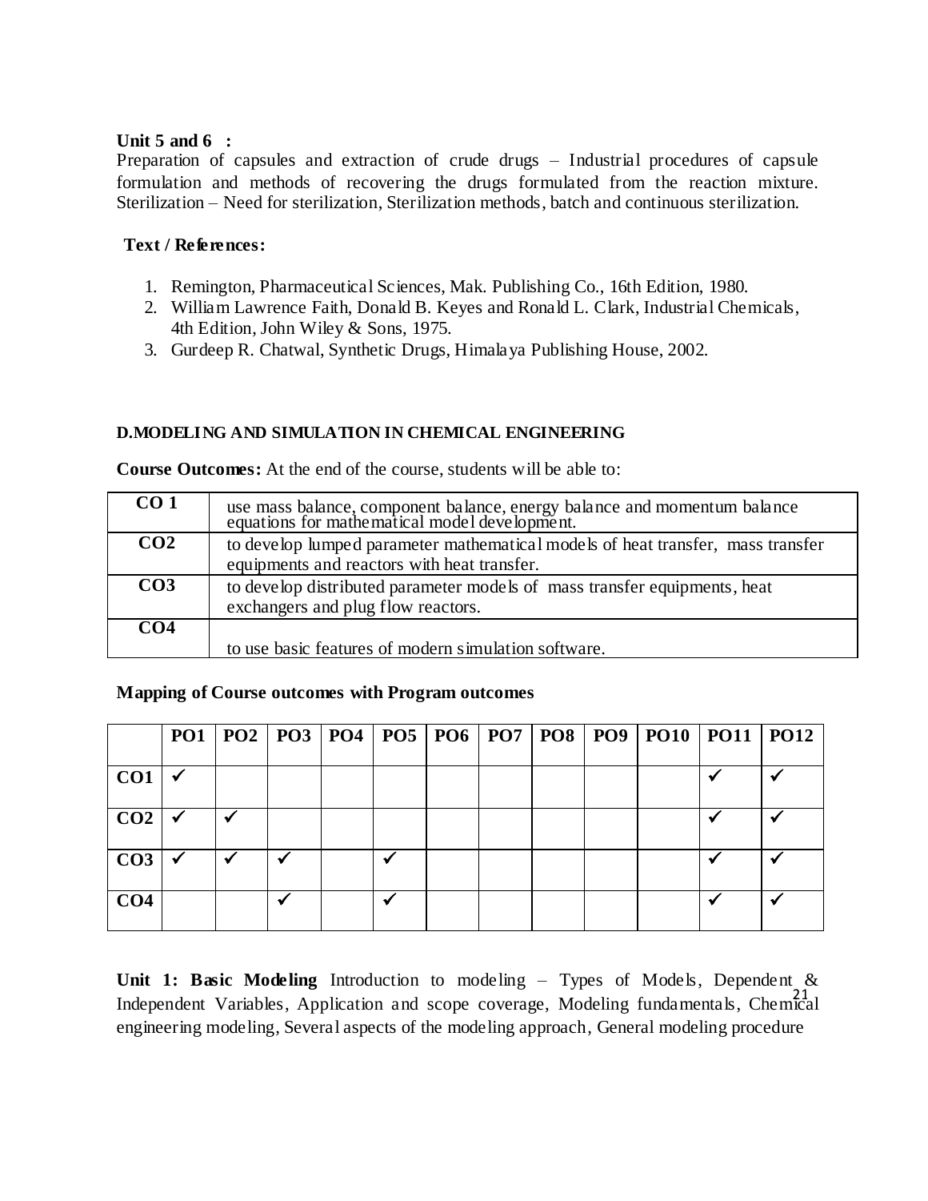**Unit 5 and 6 :**
Preparation of capsules and extraction of crude drugs – Industrial procedures of capsule formulation and methods of recovering the drugs formulated from the reaction mixture. Sterilization – Need for sterilization, Sterilization methods, batch and continuous sterilization.

**Text / References:**

1. Remington, Pharmaceutical Sciences, Mak. Publishing Co., 16th Edition, 1980.
2. William Lawrence Faith, Donald B. Keyes and Ronald L. Clark, Industrial Chemicals, 4th Edition, John Wiley & Sons, 1975.
3. Gurdeep R. Chatwal, Synthetic Drugs, Himalaya Publishing House, 2002.

### D.MODELING AND SIMULATION IN CHEMICAL ENGINEERING

**Course Outcomes:** At the end of the course, students will be able to:

| | |
|---|---|
| **CO 1** | use mass balance, component balance, energy balance and momentum balance equations for mathematical model development. |
| **CO2** | to develop lumped parameter mathematical models of heat transfer, mass transfer equipments and reactors with heat transfer. |
| **CO3** | to develop distributed parameter models of mass transfer equipments, heat exchangers and plug flow reactors. |
| **CO4** | to use basic features of modern simulation software. |

**Mapping of Course outcomes with Program outcomes**

| | PO1 | PO2 | PO3 | PO4 | PO5 | PO6 | PO7 | PO8 | PO9 | PO10 | PO11 | PO12 |
|---|---|---|---|---|---|---|---|---|---|---|---|---|
| **CO1** | ✓ | | | | | | | | | | ✓ | ✓ |
| **CO2** | ✓ | ✓ | | | | | | | | | ✓ | ✓ |
| **CO3** | ✓ | ✓ | ✓ | | ✓ | | | | | | ✓ | ✓ |
| **CO4** | | | ✓ | | ✓ | | | | | | ✓ | ✓ |

**Unit 1: Basic Modeling** Introduction to modeling – Types of Models, Dependent & Independent Variables, Application and scope coverage, Modeling fundamentals, Chemical engineering modeling, Several aspects of the modeling approach, General modeling procedure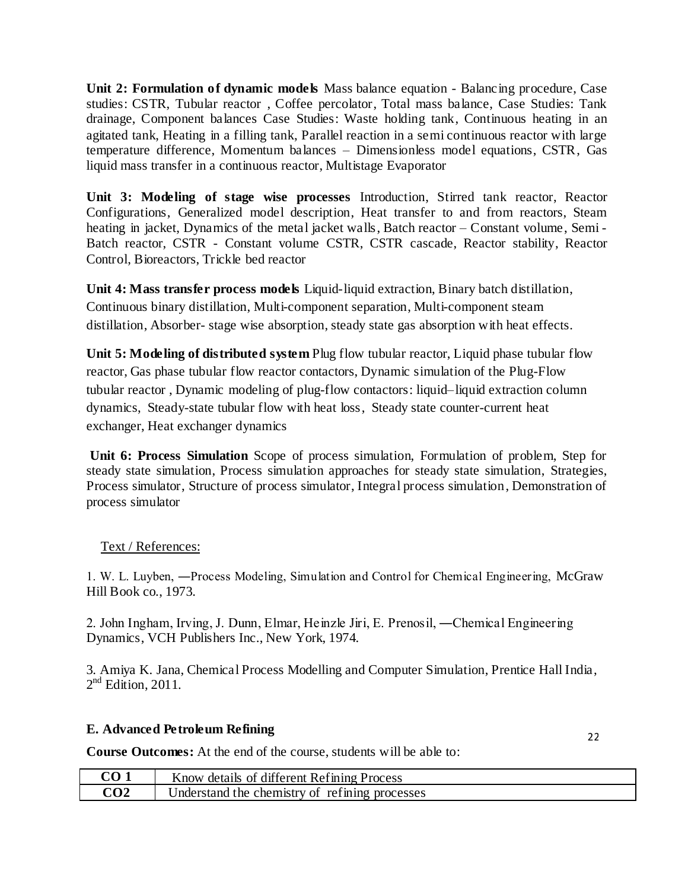**Unit 2: Formulation of dynamic models** Mass balance equation - Balancing procedure, Case studies: CSTR, Tubular reactor , Coffee percolator, Total mass balance, Case Studies: Tank drainage, Component balances Case Studies: Waste holding tank, Continuous heating in an agitated tank, Heating in a filling tank, Parallel reaction in a semi continuous reactor with large temperature difference, Momentum balances – Dimensionless model equations, CSTR, Gas liquid mass transfer in a continuous reactor, Multistage Evaporator

**Unit 3: Modeling of stage wise processes** Introduction, Stirred tank reactor, Reactor Configurations, Generalized model description, Heat transfer to and from reactors, Steam heating in jacket, Dynamics of the metal jacket walls, Batch reactor – Constant volume, Semi - Batch reactor, CSTR - Constant volume CSTR, CSTR cascade, Reactor stability, Reactor Control, Bioreactors, Trickle bed reactor

**Unit 4: Mass transfer process models** Liquid-liquid extraction, Binary batch distillation, Continuous binary distillation, Multi-component separation, Multi-component steam distillation, Absorber- stage wise absorption, steady state gas absorption with heat effects.

**Unit 5: Modeling of distributed system** Plug flow tubular reactor, Liquid phase tubular flow reactor, Gas phase tubular flow reactor contactors, Dynamic simulation of the Plug-Flow tubular reactor , Dynamic modeling of plug-flow contactors: liquid–liquid extraction column dynamics, Steady-state tubular flow with heat loss, Steady state counter-current heat exchanger, Heat exchanger dynamics

**Unit 6: Process Simulation** Scope of process simulation, Formulation of problem, Step for steady state simulation, Process simulation approaches for steady state simulation, Strategies, Process simulator, Structure of process simulator, Integral process simulation, Demonstration of process simulator

Text / References:

1. W. L. Luyben, ―Process Modeling, Simulation and Control for Chemical Engineering, McGraw Hill Book co., 1973.

2. John Ingham, Irving, J. Dunn, Elmar, Heinzle Jiri, E. Prenosil, ―Chemical Engineering Dynamics, VCH Publishers Inc., New York, 1974.

3. Amiya K. Jana, Chemical Process Modelling and Computer Simulation, Prentice Hall India, 2nd Edition, 2011.

### E. Advanced Petroleum Refining

**Course Outcomes:** At the end of the course, students will be able to:

| | |
|---|---|
| **CO 1** | Know details of different Refining Process |
| **CO2** | Understand the chemistry of refining processes |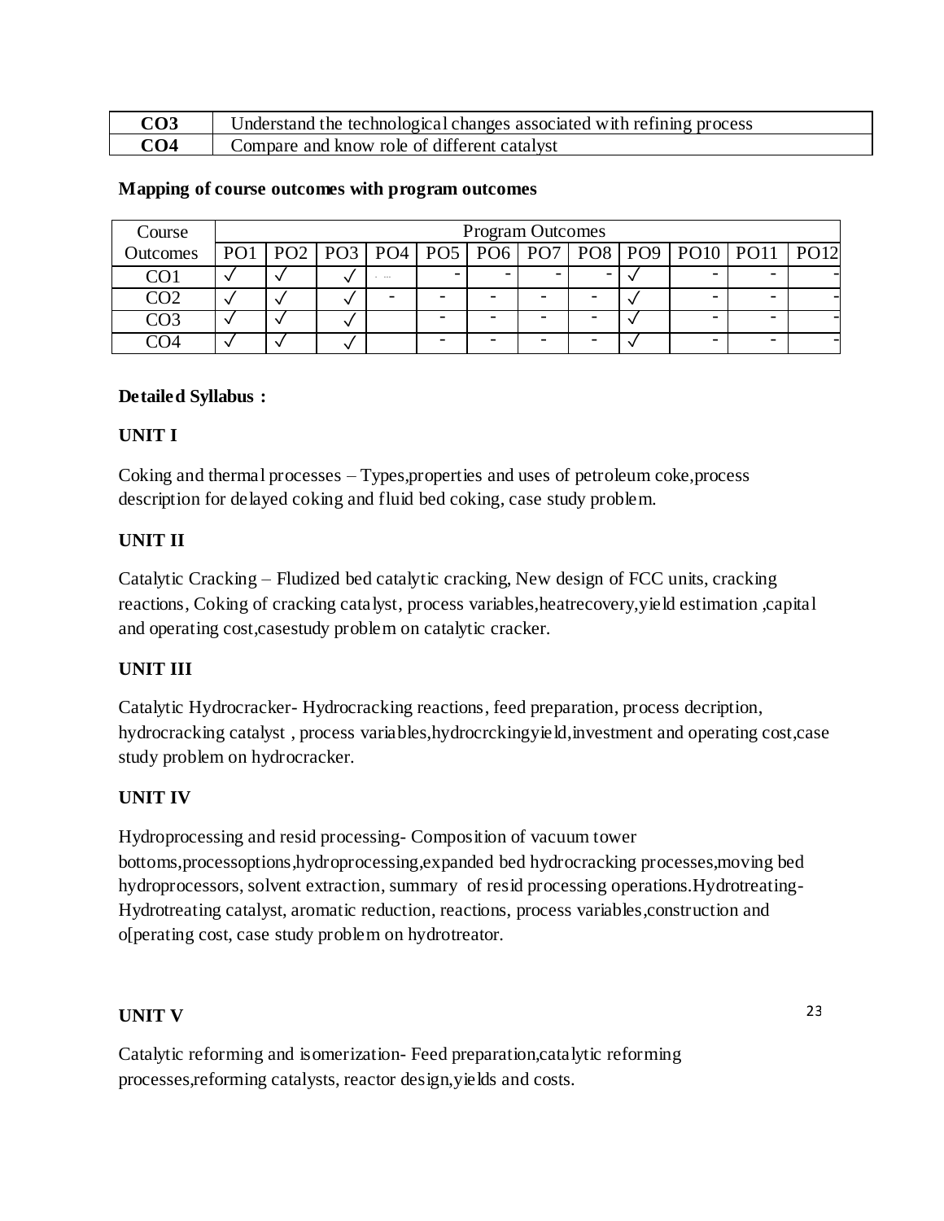| CO3 | Understand the technological changes associated with refining process |
|---|---|
| CO4 | Compare and know role of different catalyst |

**Mapping of course outcomes with program outcomes**

| Course Outcomes | Program Outcomes | | | | | | | | | | | |
|---|---|---|---|---|---|---|---|---|---|---|---|---|
| | PO1 | PO2 | PO3 | PO4 | PO5 | PO6 | PO7 | PO8 | PO9 | PO10 | PO11 | PO12 |
| CO1 | √ | √ | √ | - | - | - | - | - | √ | - | - | - |
| CO2 | √ | √ | √ | - | - | - | - | - | √ | - | - | - |
| CO3 | √ | √ | √ | | - | - | - | - | √ | - | - | - |
| CO4 | √ | √ | √ | | - | - | - | - | √ | - | - | - |

**Detailed Syllabus :**

**UNIT I**

Coking and thermal processes – Types,properties and uses of petroleum coke,process description for delayed coking and fluid bed coking, case study problem.

**UNIT II**

Catalytic Cracking – Fludized bed catalytic cracking, New design of FCC units, cracking reactions, Coking of cracking catalyst, process variables,heatrecovery,yield estimation ,capital and operating cost,casestudy problem on catalytic cracker.

**UNIT III**

Catalytic Hydrocracker- Hydrocracking reactions, feed preparation, process decription, hydrocracking catalyst , process variables,hydrocrckingyield,investment and operating cost,case study problem on hydrocracker.

**UNIT IV**

Hydroprocessing and resid processing- Composition of vacuum tower bottoms,processoptions,hydroprocessing,expanded bed hydrocracking processes,moving bed hydroprocessors, solvent extraction, summary of resid processing operations.Hydrotreating-Hydrotreating catalyst, aromatic reduction, reactions, process variables,construction and o[perating cost, case study problem on hydrotreator.

**UNIT V**

Catalytic reforming and isomerization- Feed preparation,catalytic reforming processes,reforming catalysts, reactor design,yields and costs.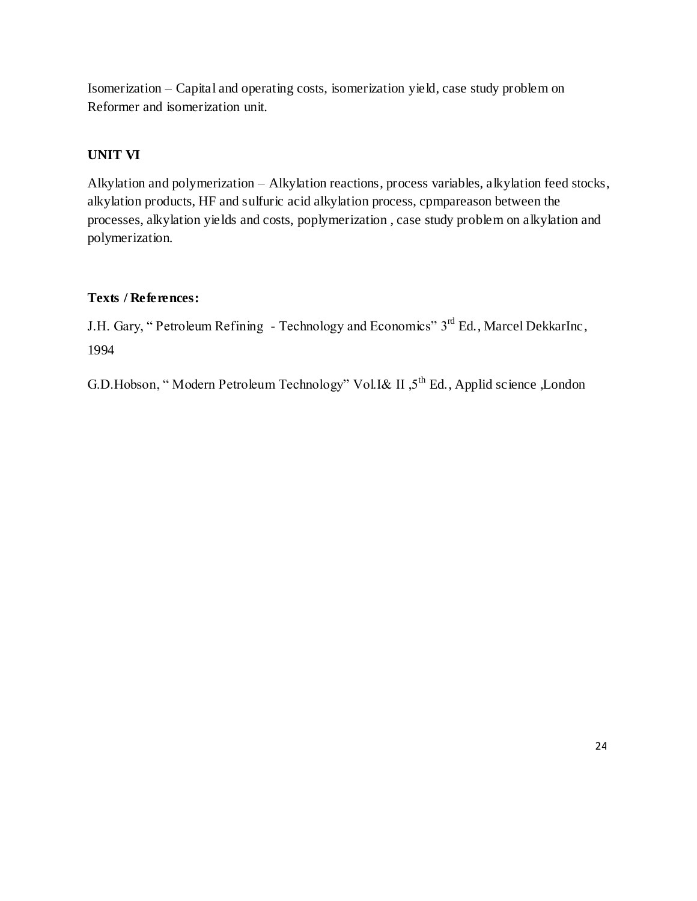Isomerization – Capital and operating costs, isomerization yield, case study problem on Reformer and isomerization unit.

## UNIT VI

Alkylation and polymerization – Alkylation reactions, process variables, alkylation feed stocks, alkylation products, HF and sulfuric acid alkylation process, cpmpareason between the processes, alkylation yields and costs, poplymerization , case study problem on alkylation and polymerization.

**Texts / References:**

J.H. Gary, " Petroleum Refining - Technology and Economics" 3rd Ed., Marcel DekkarInc, 1994

G.D.Hobson, " Modern Petroleum Technology" Vol.I& II ,5th Ed., Applid science ,London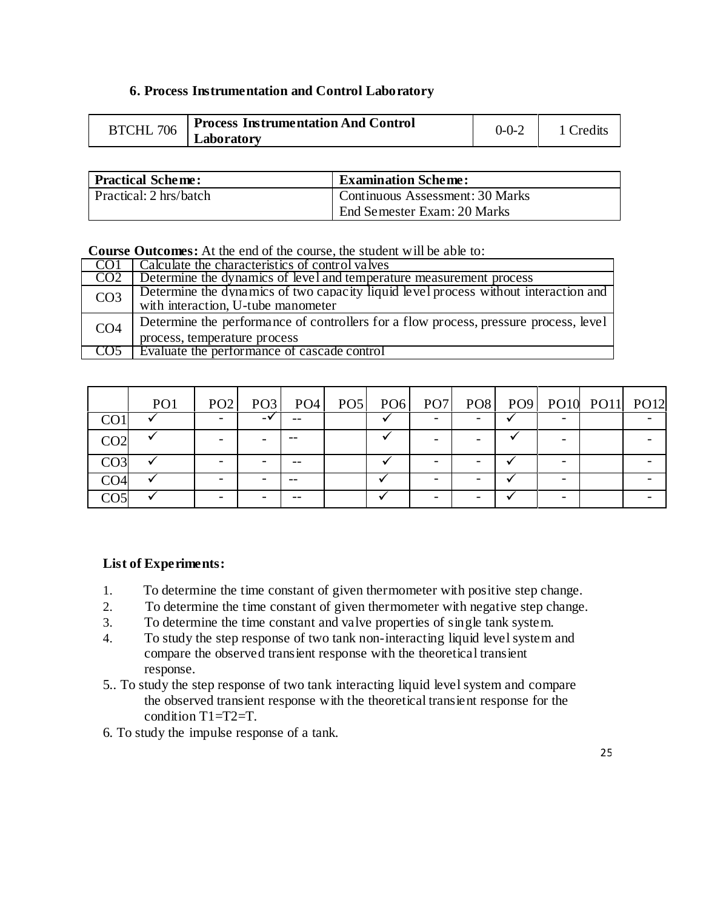### 6. Process Instrumentation and Control Laboratory

| BTCHL 706 | **Process Instrumentation And Control Laboratory** | 0-0-2 | 1 Credits |
|---|---|---|---|

| **Practical Scheme:** | **Examination Scheme:** |
|---|---|
| Practical: 2 hrs/batch | Continuous Assessment: 30 Marks<br>End Semester Exam: 20 Marks |

**Course Outcomes:** At the end of the course, the student will be able to:

| | |
|---|---|
| CO1 | Calculate the characteristics of control valves |
| CO2 | Determine the dynamics of level and temperature measurement process |
| CO3 | Determine the dynamics of two capacity liquid level process without interaction and with interaction, U-tube manometer |
| CO4 | Determine the performance of controllers for a flow process, pressure process, level process, temperature process |
| CO5 | Evaluate the performance of cascade control |

| | PO1 | PO2 | PO3 | PO4 | PO5 | PO6 | PO7 | PO8 | PO9 | PO10 | PO11 | PO12 |
|---|---|---|---|---|---|---|---|---|---|---|---|---|
| CO1 | ✓ | - | -✓ | -- | | ✓ | - | - | ✓ | - | | - |
| CO2 | ✓ | - | - | -- | | ✓ | - | - | ✓ | - | | - |
| CO3 | ✓ | - | - | -- | | ✓ | - | - | ✓ | - | | - |
| CO4 | ✓ | - | - | -- | | ✓ | - | - | ✓ | - | | - |
| CO5 | ✓ | - | - | -- | | ✓ | - | - | ✓ | - | | - |

**List of Experiments:**

1. To determine the time constant of given thermometer with positive step change.
2. To determine the time constant of given thermometer with negative step change.
3. To determine the time constant and valve properties of single tank system.
4. To study the step response of two tank non-interacting liquid level system and compare the observed transient response with the theoretical transient response.

5.. To study the step response of two tank interacting liquid level system and compare the observed transient response with the theoretical transient response for the condition T1=T2=T.

6. To study the impulse response of a tank.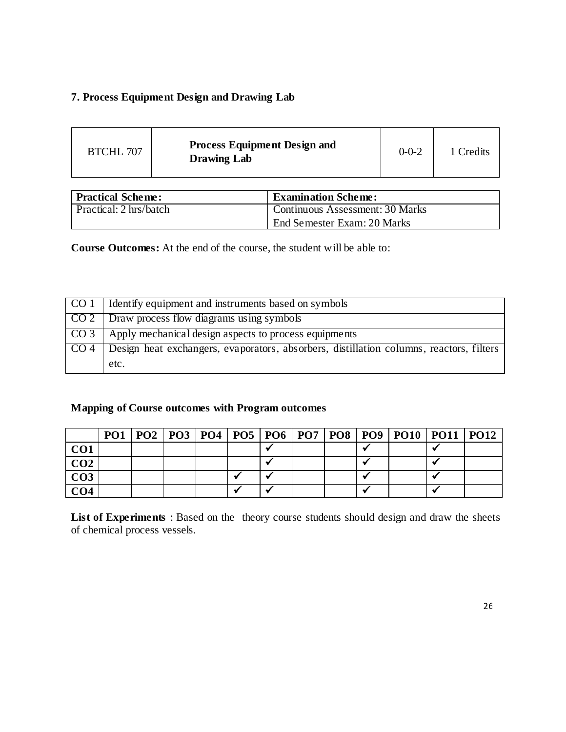## 7. Process Equipment Design and Drawing Lab

| BTCHL 707 | **Process Equipment Design and Drawing Lab** | 0-0-2 | 1 Credits |
|---|---|---|---|

| **Practical Scheme:** | **Examination Scheme:** |
|---|---|
| Practical: 2 hrs/batch | Continuous Assessment: 30 Marks<br>End Semester Exam: 20 Marks |

**Course Outcomes:** At the end of the course, the student will be able to:

| | |
|---|---|
| CO 1 | Identify equipment and instruments based on symbols |
| CO 2 | Draw process flow diagrams using symbols |
| CO 3 | Apply mechanical design aspects to process equipments |
| CO 4 | Design heat exchangers, evaporators, absorbers, distillation columns, reactors, filters etc. |

### Mapping of Course outcomes with Program outcomes

| | PO1 | PO2 | PO3 | PO4 | PO5 | PO6 | PO7 | PO8 | PO9 | PO10 | PO11 | PO12 |
|---|---|---|---|---|---|---|---|---|---|---|---|---|
| **CO1** | | | | | | ✓ | | | ✓ | | ✓ | |
| **CO2** | | | | | | ✓ | | | ✓ | | ✓ | |
| **CO3** | | | | | ✓ | ✓ | | | ✓ | | ✓ | |
| **CO4** | | | | | ✓ | ✓ | | | ✓ | | ✓ | |

**List of Experiments** : Based on the theory course students should design and draw the sheets of chemical process vessels.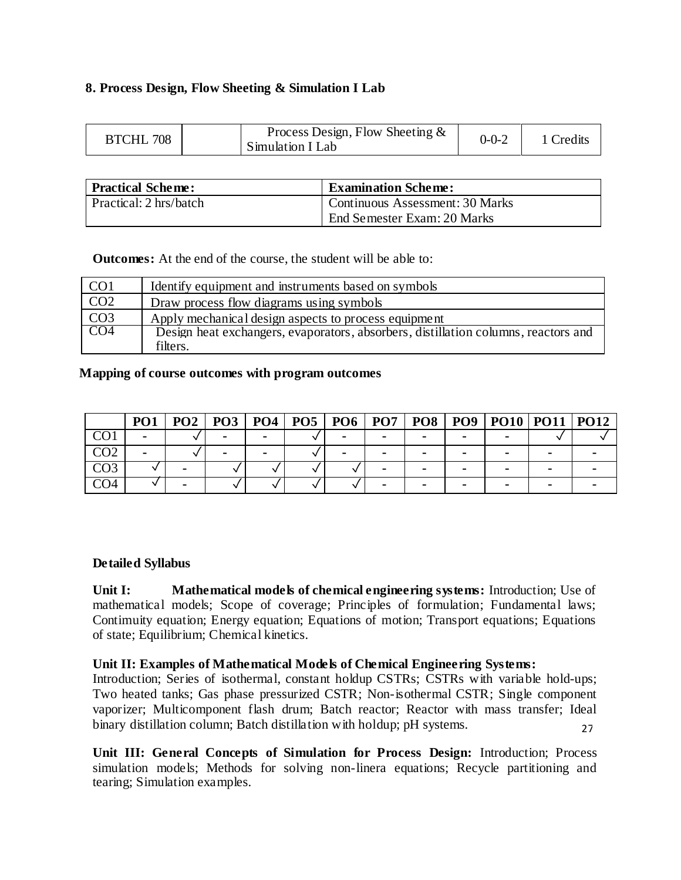## 8. Process Design, Flow Sheeting & Simulation I Lab

| BTCHL 708 | | Process Design, Flow Sheeting & Simulation I Lab | 0-0-2 | 1 Credits |
|---|---|---|---|---|

| Practical Scheme: | Examination Scheme: |
|---|---|
| Practical: 2 hrs/batch | Continuous Assessment: 30 Marks<br>End Semester Exam: 20 Marks |

**Outcomes:** At the end of the course, the student will be able to:

| | |
|---|---|
| CO1 | Identify equipment and instruments based on symbols |
| CO2 | Draw process flow diagrams using symbols |
| CO3 | Apply mechanical design aspects to process equipment |
| CO4 | Design heat exchangers, evaporators, absorbers, distillation columns, reactors and filters. |

**Mapping of course outcomes with program outcomes**

| | PO1 | PO2 | PO3 | PO4 | PO5 | PO6 | PO7 | PO8 | PO9 | PO10 | PO11 | PO12 |
|---|---|---|---|---|---|---|---|---|---|---|---|---|
| CO1 | - | √ | - | - | √ | - | - | - | - | - | √ | √ |
| CO2 | - | √ | - | - | √ | - | - | - | - | - | - | - |
| CO3 | √ | - | √ | √ | √ | √ | - | - | - | - | - | - |
| CO4 | √ | - | √ | √ | √ | √ | - | - | - | - | - | - |

**Detailed Syllabus**

**Unit I: Mathematical models of chemical engineering systems:** Introduction; Use of mathematical models; Scope of coverage; Principles of formulation; Fundamental laws; Continuity equation; Energy equation; Equations of motion; Transport equations; Equations of state; Equilibrium; Chemical kinetics.

**Unit II: Examples of Mathematical Models of Chemical Engineering Systems:** Introduction; Series of isothermal, constant holdup CSTRs; CSTRs with variable hold-ups; Two heated tanks; Gas phase pressurized CSTR; Non-isothermal CSTR; Single component vaporizer; Multicomponent flash drum; Batch reactor; Reactor with mass transfer; Ideal binary distillation column; Batch distillation with holdup; pH systems.

**Unit III: General Concepts of Simulation for Process Design:** Introduction; Process simulation models; Methods for solving non-linera equations; Recycle partitioning and tearing; Simulation examples.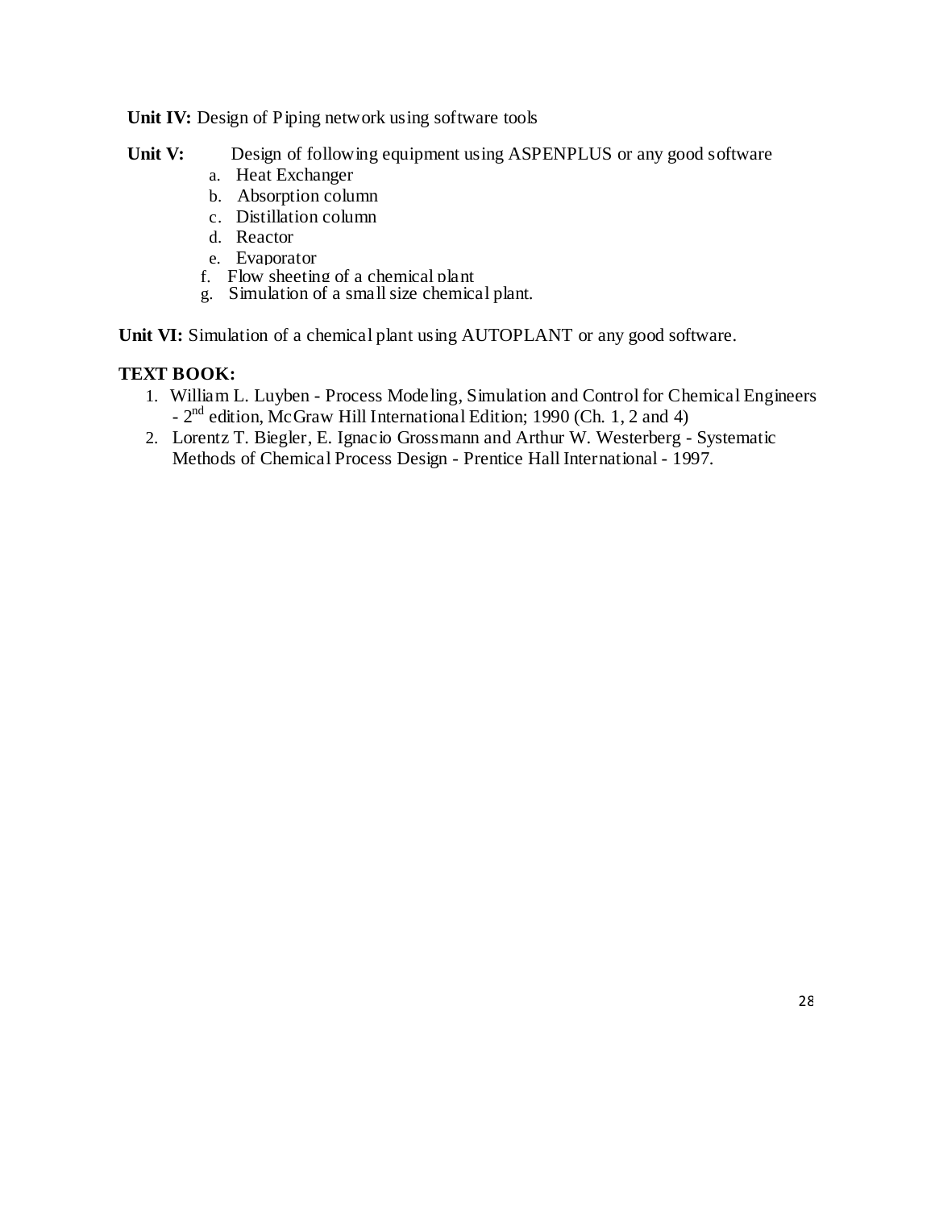**Unit IV:** Design of Piping network using software tools

**Unit V:** Design of following equipment using ASPENPLUS or any good software

a. Heat Exchanger
b. Absorption column
c. Distillation column
d. Reactor
e. Evaporator
f. Flow sheeting of a chemical plant
g. Simulation of a small size chemical plant.

**Unit VI:** Simulation of a chemical plant using AUTOPLANT or any good software.

**TEXT BOOK:**

1. William L. Luyben - Process Modeling, Simulation and Control for Chemical Engineers - 2nd edition, McGraw Hill International Edition; 1990 (Ch. 1, 2 and 4)
2. Lorentz T. Biegler, E. Ignacio Grossmann and Arthur W. Westerberg - Systematic Methods of Chemical Process Design - Prentice Hall International - 1997.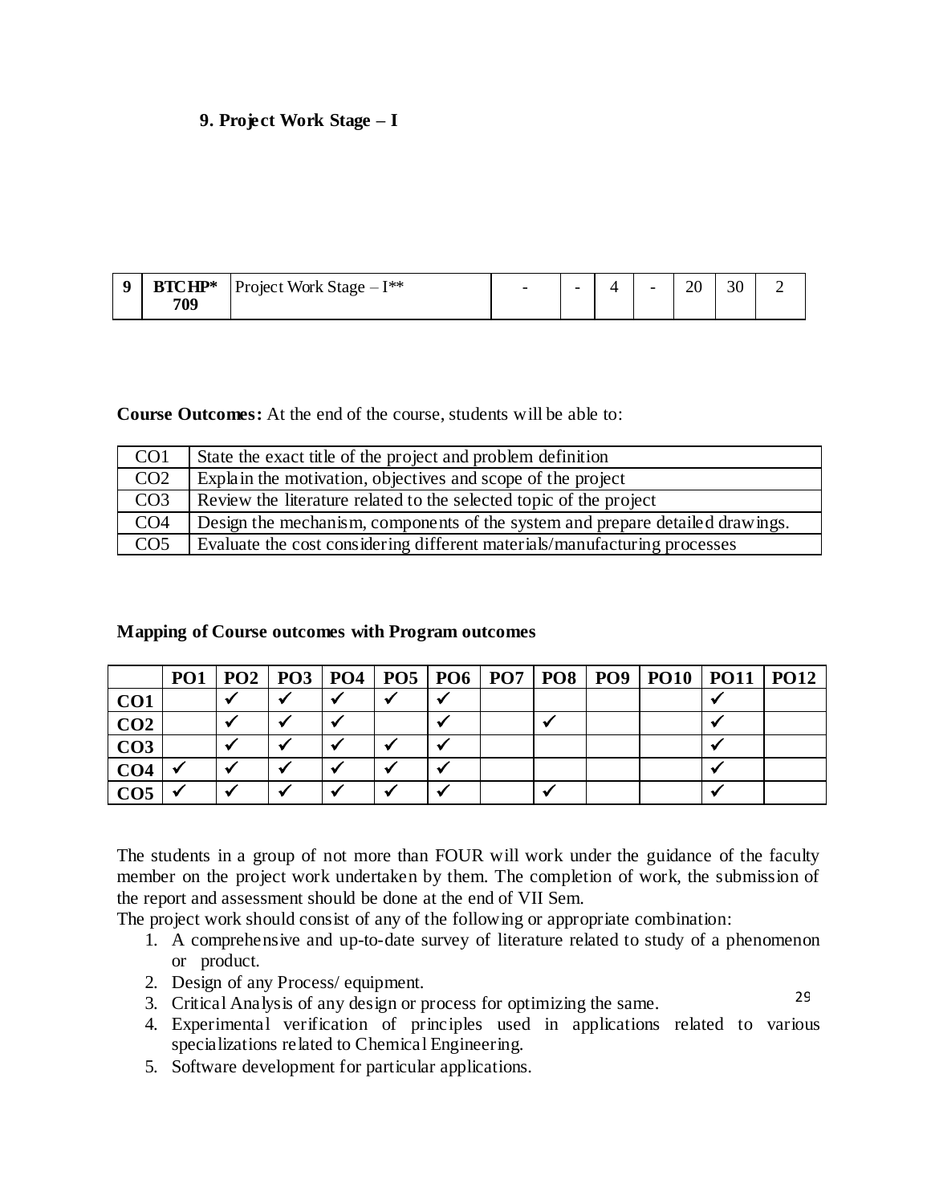**9. Project Work Stage – I**

| 9 | BTCHP* 709 | Project Work Stage – I** | - | - | 4 | - | 20 | 30 | 2 |
|---|---|---|---|---|---|---|---|---|---|

**Course Outcomes:** At the end of the course, students will be able to:

| | |
|---|---|
| CO1 | State the exact title of the project and problem definition |
| CO2 | Explain the motivation, objectives and scope of the project |
| CO3 | Review the literature related to the selected topic of the project |
| CO4 | Design the mechanism, components of the system and prepare detailed drawings. |
| CO5 | Evaluate the cost considering different materials/manufacturing processes |

**Mapping of Course outcomes with Program outcomes**

| | PO1 | PO2 | PO3 | PO4 | PO5 | PO6 | PO7 | PO8 | PO9 | PO10 | PO11 | PO12 |
|---|---|---|---|---|---|---|---|---|---|---|---|---|
| **CO1** | | ✓ | ✓ | ✓ | ✓ | ✓ | | | | | ✓ | |
| **CO2** | | ✓ | ✓ | ✓ | | ✓ | | ✓ | | | ✓ | |
| **CO3** | | ✓ | ✓ | ✓ | ✓ | ✓ | | | | | ✓ | |
| **CO4** | ✓ | ✓ | ✓ | ✓ | ✓ | ✓ | | | | | ✓ | |
| **CO5** | ✓ | ✓ | ✓ | ✓ | ✓ | ✓ | | ✓ | | | ✓ | |

The students in a group of not more than FOUR will work under the guidance of the faculty member on the project work undertaken by them. The completion of work, the submission of the report and assessment should be done at the end of VII Sem.

The project work should consist of any of the following or appropriate combination:

1. A comprehensive and up-to-date survey of literature related to study of a phenomenon or product.
2. Design of any Process/ equipment.
3. Critical Analysis of any design or process for optimizing the same.
4. Experimental verification of principles used in applications related to various specializations related to Chemical Engineering.
5. Software development for particular applications.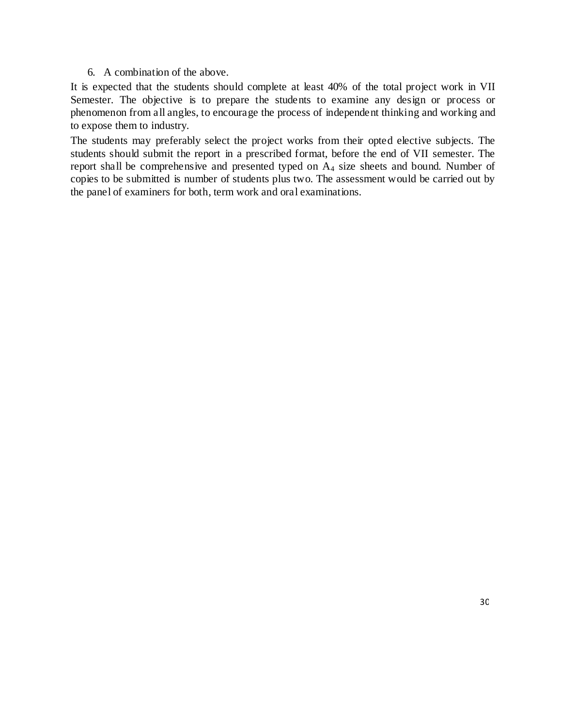6. A combination of the above.

It is expected that the students should complete at least 40% of the total project work in VII Semester. The objective is to prepare the students to examine any design or process or phenomenon from all angles, to encourage the process of independent thinking and working and to expose them to industry.

The students may preferably select the project works from their opted elective subjects. The students should submit the report in a prescribed format, before the end of VII semester. The report shall be comprehensive and presented typed on $A_4$ size sheets and bound. Number of copies to be submitted is number of students plus two. The assessment would be carried out by the panel of examiners for both, term work and oral examinations.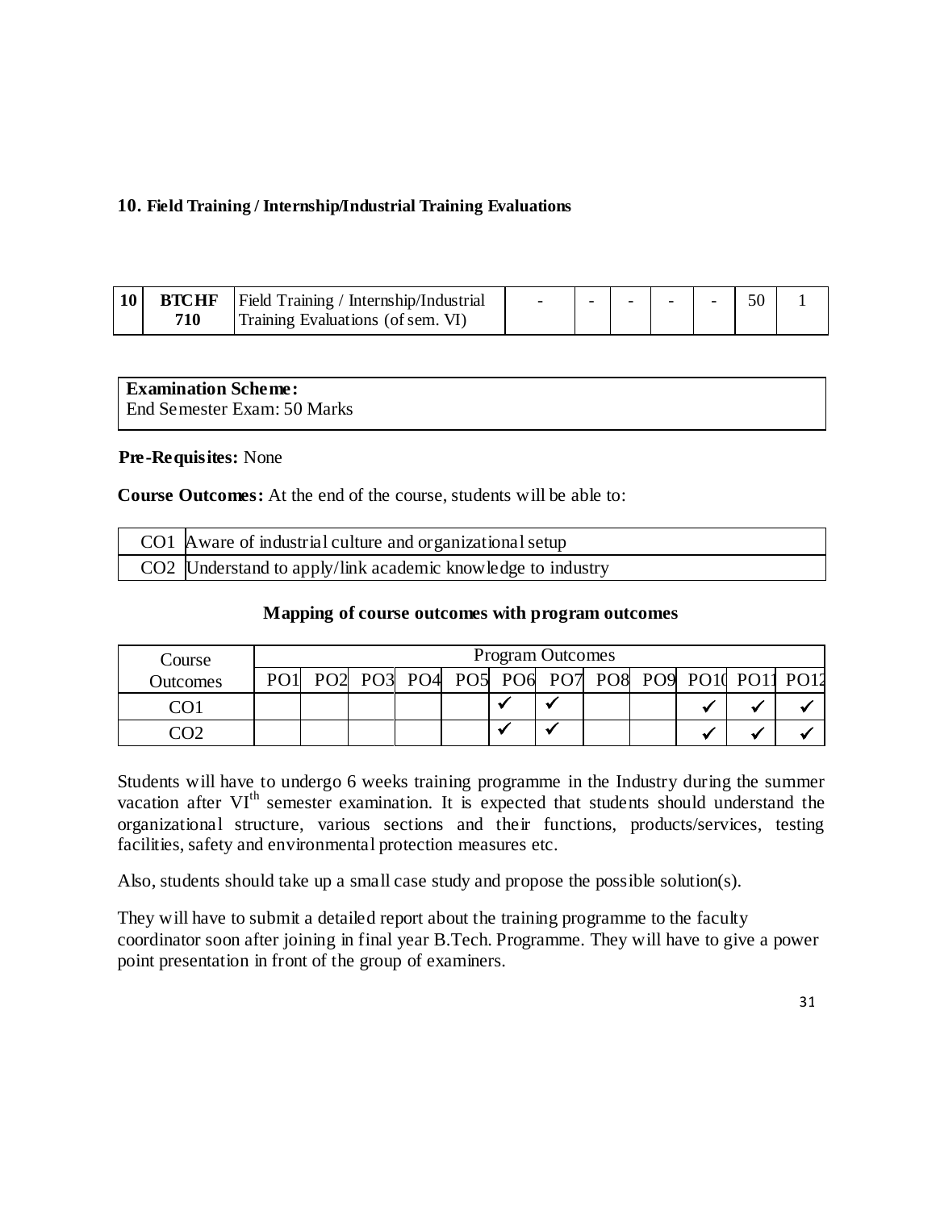## 10. Field Training / Internship/Industrial Training Evaluations

| 10 | BTCHF 710 | Field Training / Internship/Industrial Training Evaluations (of sem. VI) | - | - | - | - | - | 50 | 1 |
|---|---|---|---|---|---|---|---|---|---|

| Examination Scheme: |
|---|
| End Semester Exam: 50 Marks |

**Pre-Requisites:** None

**Course Outcomes:** At the end of the course, students will be able to:

| CO1 | Aware of industrial culture and organizational setup |
|---|---|
| CO2 | Understand to apply/link academic knowledge to industry |

**Mapping of course outcomes with program outcomes**

| Course Outcomes | Program Outcomes | | | | | | | | | | | |
|---|---|---|---|---|---|---|---|---|---|---|---|---|
| | PO1 | PO2 | PO3 | PO4 | PO5 | PO6 | PO7 | PO8 | PO9 | PO10 | PO11 | PO12 |
| CO1 | | | | | | ✓ | ✓ | | | ✓ | ✓ | ✓ |
| CO2 | | | | | | ✓ | ✓ | | | ✓ | ✓ | ✓ |

Students will have to undergo 6 weeks training programme in the Industry during the summer vacation after VI$^{th}$ semester examination. It is expected that students should understand the organizational structure, various sections and their functions, products/services, testing facilities, safety and environmental protection measures etc.

Also, students should take up a small case study and propose the possible solution(s).

They will have to submit a detailed report about the training programme to the faculty coordinator soon after joining in final year B.Tech. Programme. They will have to give a power point presentation in front of the group of examiners.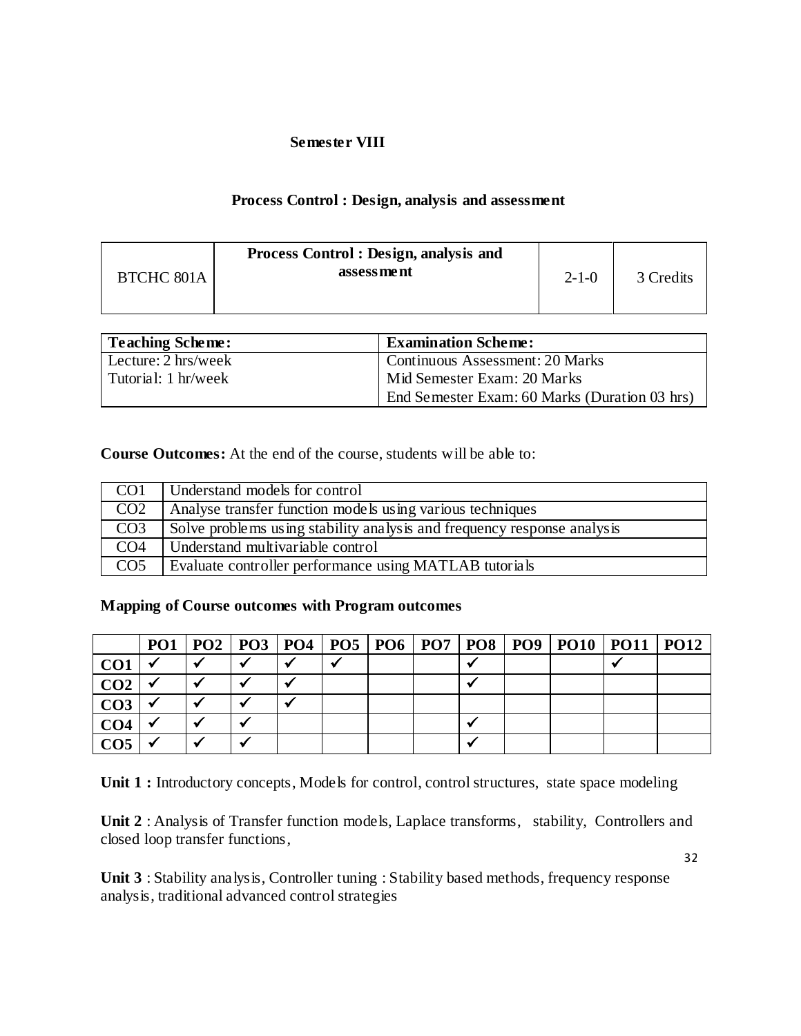## Semester VIII

## Process Control : Design, analysis and assessment

| BTCHC 801A | **Process Control : Design, analysis and assessment** | 2-1-0 | 3 Credits |
|---|---|---|---|

| **Teaching Scheme:** | **Examination Scheme:** |
|---|---|
| Lecture: 2 hrs/week | Continuous Assessment: 20 Marks |
| Tutorial: 1 hr/week | Mid Semester Exam: 20 Marks |
| | End Semester Exam: 60 Marks (Duration 03 hrs) |

**Course Outcomes:** At the end of the course, students will be able to:

| CO1 | Understand models for control |
|---|---|
| CO2 | Analyse transfer function models using various techniques |
| CO3 | Solve problems using stability analysis and frequency response analysis |
| CO4 | Understand multivariable control |
| CO5 | Evaluate controller performance using MATLAB tutorials |

**Mapping of Course outcomes with Program outcomes**

| | PO1 | PO2 | PO3 | PO4 | PO5 | PO6 | PO7 | PO8 | PO9 | PO10 | PO11 | PO12 |
|---|---|---|---|---|---|---|---|---|---|---|---|---|
| **CO1** | ✓ | ✓ | ✓ | ✓ | ✓ | | | ✓ | | | ✓ | |
| **CO2** | ✓ | ✓ | ✓ | ✓ | | | | ✓ | | | | |
| **CO3** | ✓ | ✓ | ✓ | ✓ | | | | | | | | |
| **CO4** | ✓ | ✓ | ✓ | | | | | ✓ | | | | |
| **CO5** | ✓ | ✓ | ✓ | | | | | ✓ | | | | |

**Unit 1 :** Introductory concepts, Models for control, control structures, state space modeling

**Unit 2** : Analysis of Transfer function models, Laplace transforms, stability, Controllers and closed loop transfer functions,

**Unit 3** : Stability analysis, Controller tuning : Stability based methods, frequency response analysis, traditional advanced control strategies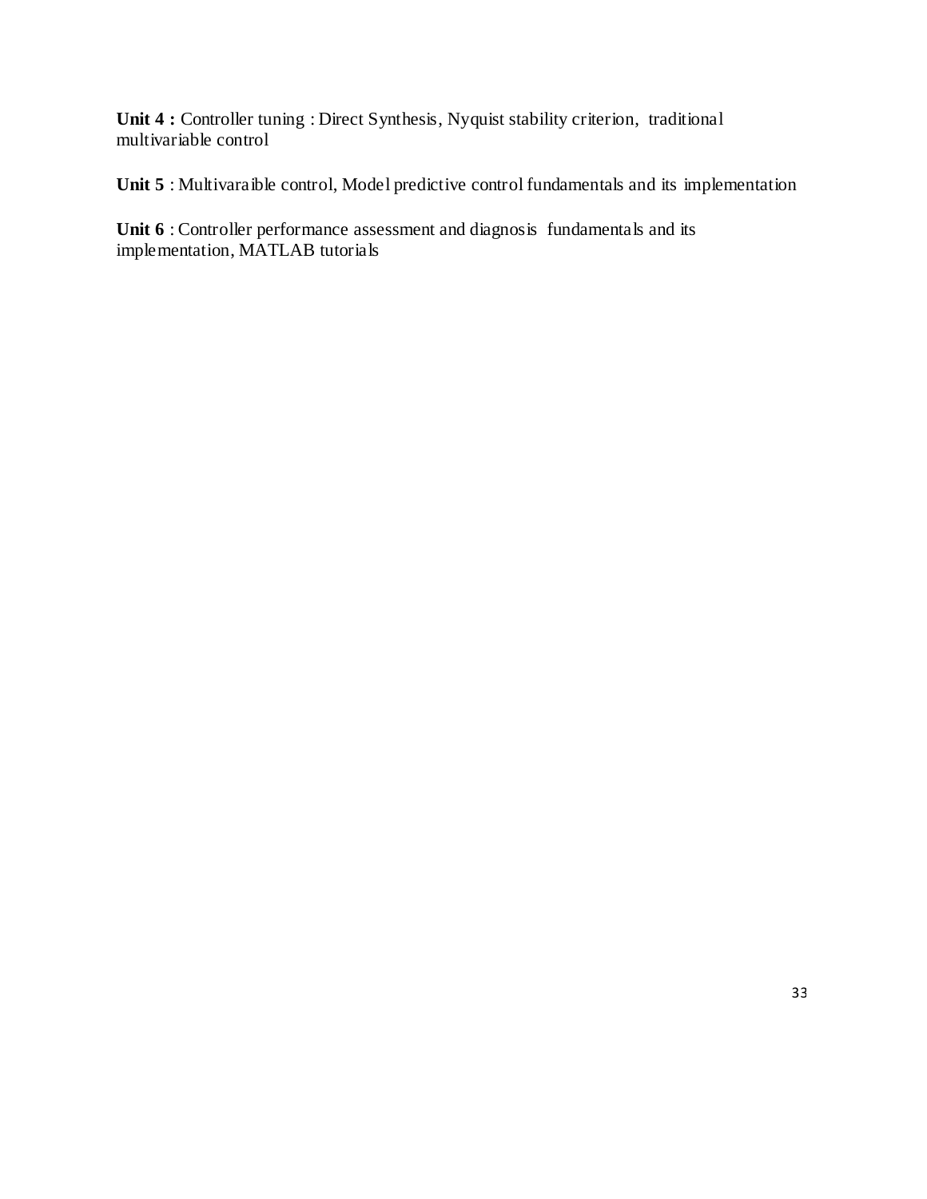**Unit 4 :** Controller tuning : Direct Synthesis, Nyquist stability criterion, traditional multivariable control

**Unit 5** : Multivaraible control, Model predictive control fundamentals and its implementation

**Unit 6** : Controller performance assessment and diagnosis fundamentals and its implementation, MATLAB tutorials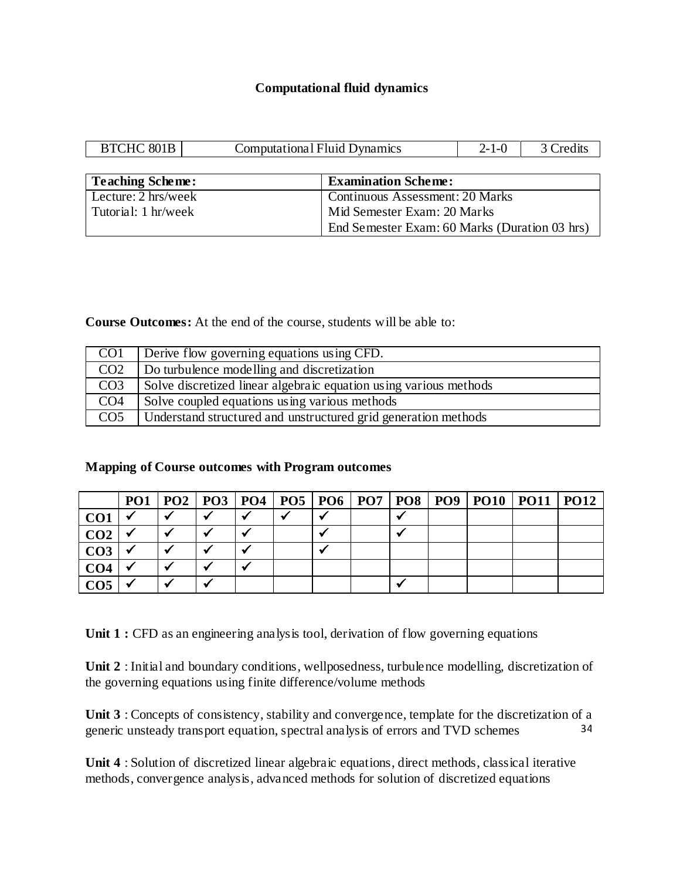# Computational fluid dynamics

| BTCHC 801B | Computational Fluid Dynamics | 2-1-0 | 3 Credits |
|---|---|---|---|

| **Teaching Scheme:** | **Examination Scheme:** |
|---|---|
| Lecture: 2 hrs/week | Continuous Assessment: 20 Marks |
| Tutorial: 1 hr/week | Mid Semester Exam: 20 Marks |
| | End Semester Exam: 60 Marks (Duration 03 hrs) |

**Course Outcomes:** At the end of the course, students will be able to:

| CO1 | Derive flow governing equations using CFD. |
|---|---|
| CO2 | Do turbulence modelling and discretization |
| CO3 | Solve discretized linear algebraic equation using various methods |
| CO4 | Solve coupled equations using various methods |
| CO5 | Understand structured and unstructured grid generation methods |

**Mapping of Course outcomes with Program outcomes**

| | **PO1** | **PO2** | **PO3** | **PO4** | **PO5** | **PO6** | **PO7** | **PO8** | **PO9** | **PO10** | **PO11** | **PO12** |
|---|---|---|---|---|---|---|---|---|---|---|---|---|
| **CO1** | ✓ | ✓ | ✓ | ✓ | ✓ | ✓ | | ✓ | | | | |
| **CO2** | ✓ | ✓ | ✓ | ✓ | | ✓ | | ✓ | | | | |
| **CO3** | ✓ | ✓ | ✓ | ✓ | | ✓ | | | | | | |
| **CO4** | ✓ | ✓ | ✓ | ✓ | | | | | | | | |
| **CO5** | ✓ | ✓ | ✓ | | | | | ✓ | | | | |

**Unit 1 :** CFD as an engineering analysis tool, derivation of flow governing equations

**Unit 2** : Initial and boundary conditions, wellposedness, turbulence modelling, discretization of the governing equations using finite difference/volume methods

**Unit 3** : Concepts of consistency, stability and convergence, template for the discretization of a generic unsteady transport equation, spectral analysis of errors and TVD schemes

**Unit 4** : Solution of discretized linear algebraic equations, direct methods, classical iterative methods, convergence analysis, advanced methods for solution of discretized equations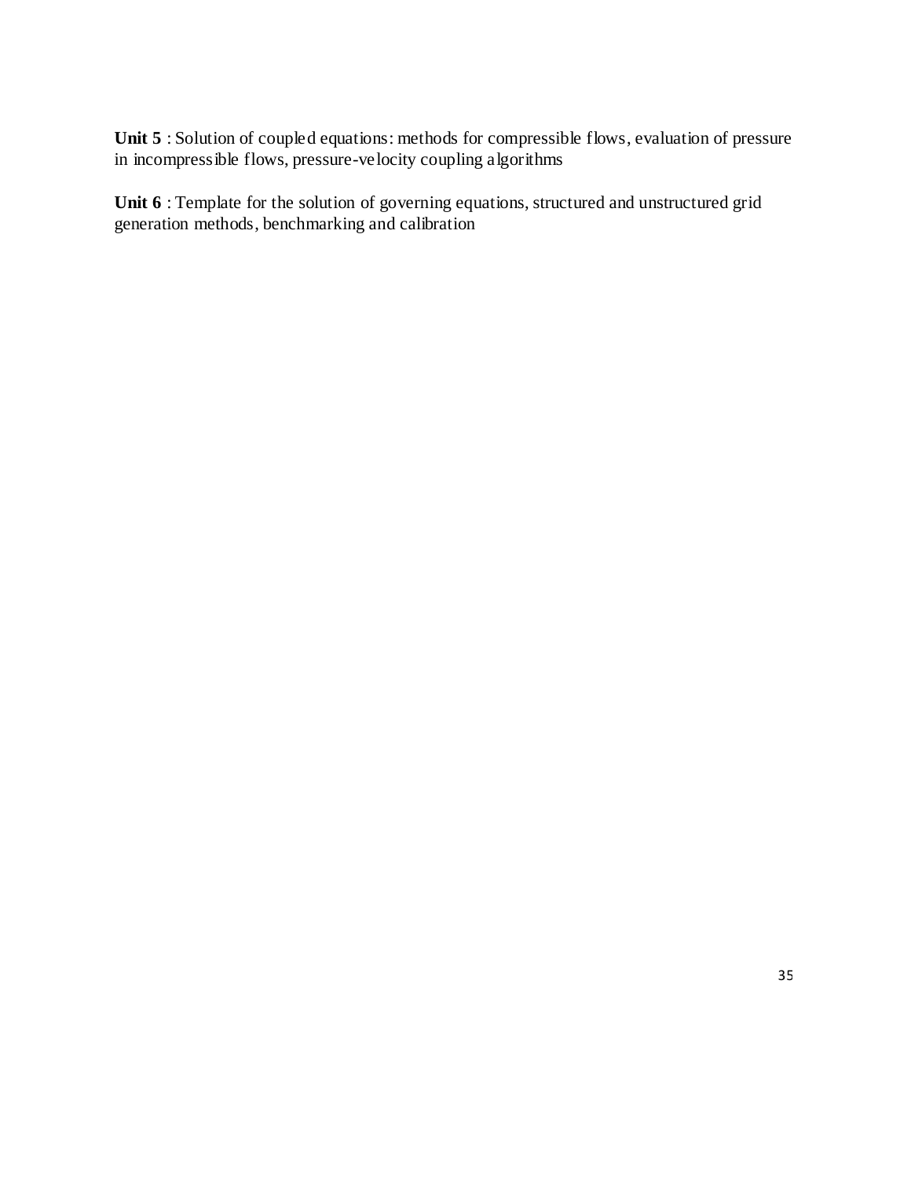**Unit 5** : Solution of coupled equations: methods for compressible flows, evaluation of pressure in incompressible flows, pressure-velocity coupling algorithms

**Unit 6** : Template for the solution of governing equations, structured and unstructured grid generation methods, benchmarking and calibration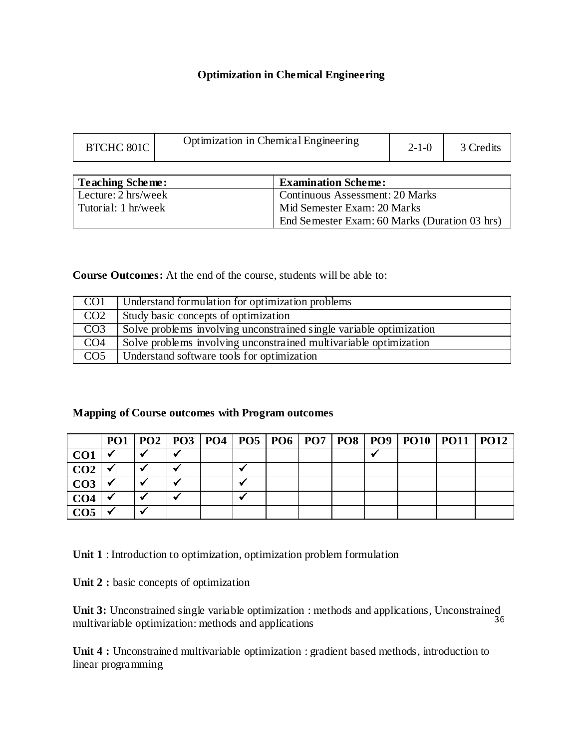# Optimization in Chemical Engineering

| BTCHC 801C | Optimization in Chemical Engineering | 2-1-0 | 3 Credits |
|---|---|---|---|

| Teaching Scheme: | Examination Scheme: |
|---|---|
| Lecture: 2 hrs/week | Continuous Assessment: 20 Marks |
| Tutorial: 1 hr/week | Mid Semester Exam: 20 Marks |
| | End Semester Exam: 60 Marks (Duration 03 hrs) |

**Course Outcomes:** At the end of the course, students will be able to:

| | |
|---|---|
| CO1 | Understand formulation for optimization problems |
| CO2 | Study basic concepts of optimization |
| CO3 | Solve problems involving unconstrained single variable optimization |
| CO4 | Solve problems involving unconstrained multivariable optimization |
| CO5 | Understand software tools for optimization |

**Mapping of Course outcomes with Program outcomes**

| | PO1 | PO2 | PO3 | PO4 | PO5 | PO6 | PO7 | PO8 | PO9 | PO10 | PO11 | PO12 |
|---|---|---|---|---|---|---|---|---|---|---|---|---|
| **CO1** | ✓ | ✓ | ✓ | | | | | | ✓ | | | |
| **CO2** | ✓ | ✓ | ✓ | | ✓ | | | | | | | |
| **CO3** | ✓ | ✓ | ✓ | | ✓ | | | | | | | |
| **CO4** | ✓ | ✓ | ✓ | | ✓ | | | | | | | |
| **CO5** | ✓ | ✓ | | | | | | | | | | |

**Unit 1** : Introduction to optimization, optimization problem formulation

**Unit 2 :** basic concepts of optimization

**Unit 3:** Unconstrained single variable optimization : methods and applications, Unconstrained multivariable optimization: methods and applications

**Unit 4 :** Unconstrained multivariable optimization : gradient based methods, introduction to linear programming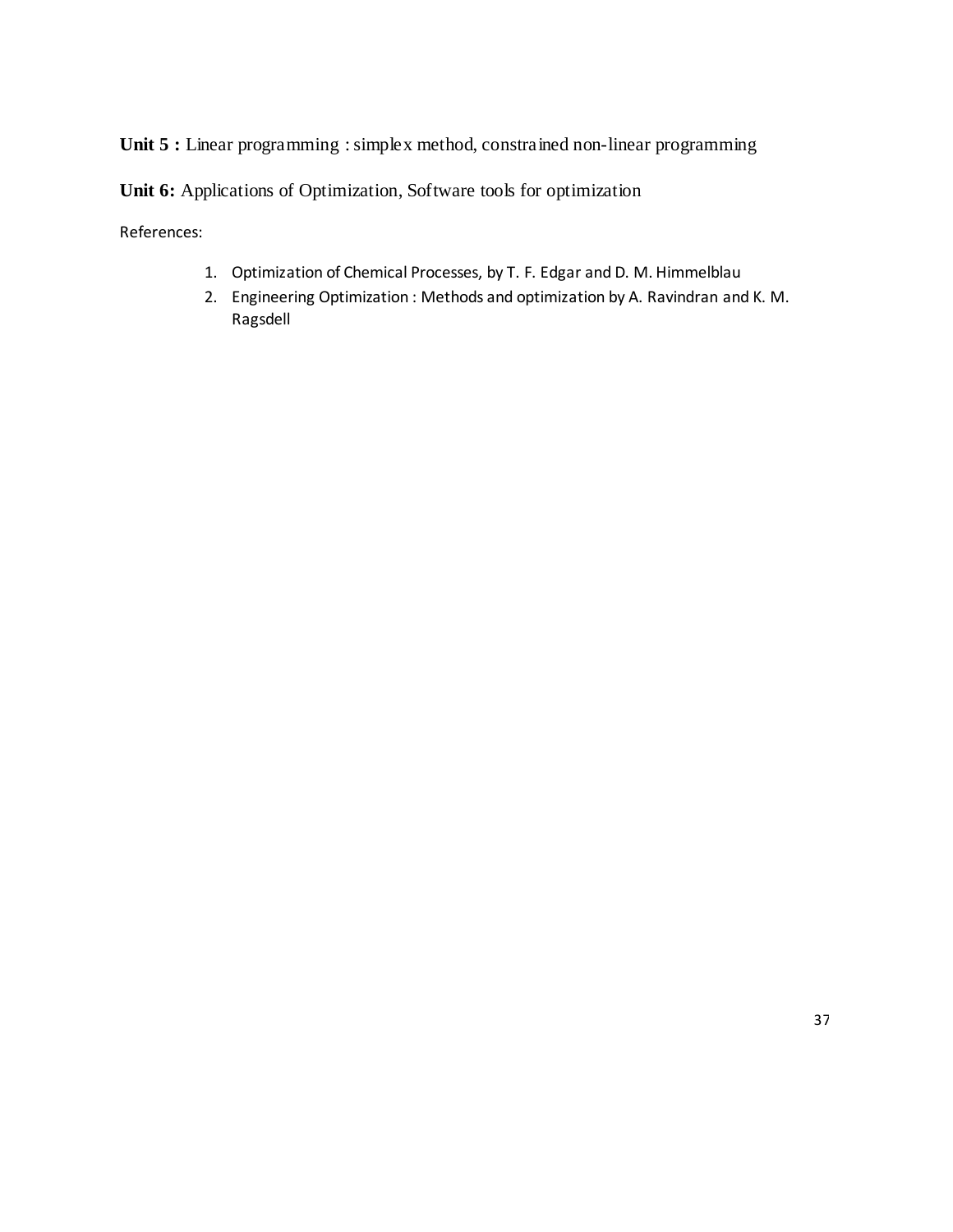**Unit 5 :** Linear programming : simplex method, constrained non-linear programming

**Unit 6:** Applications of Optimization, Software tools for optimization

References:

1. Optimization of Chemical Processes, by T. F. Edgar and D. M. Himmelblau
2. Engineering Optimization : Methods and optimization by A. Ravindran and K. M. Ragsdell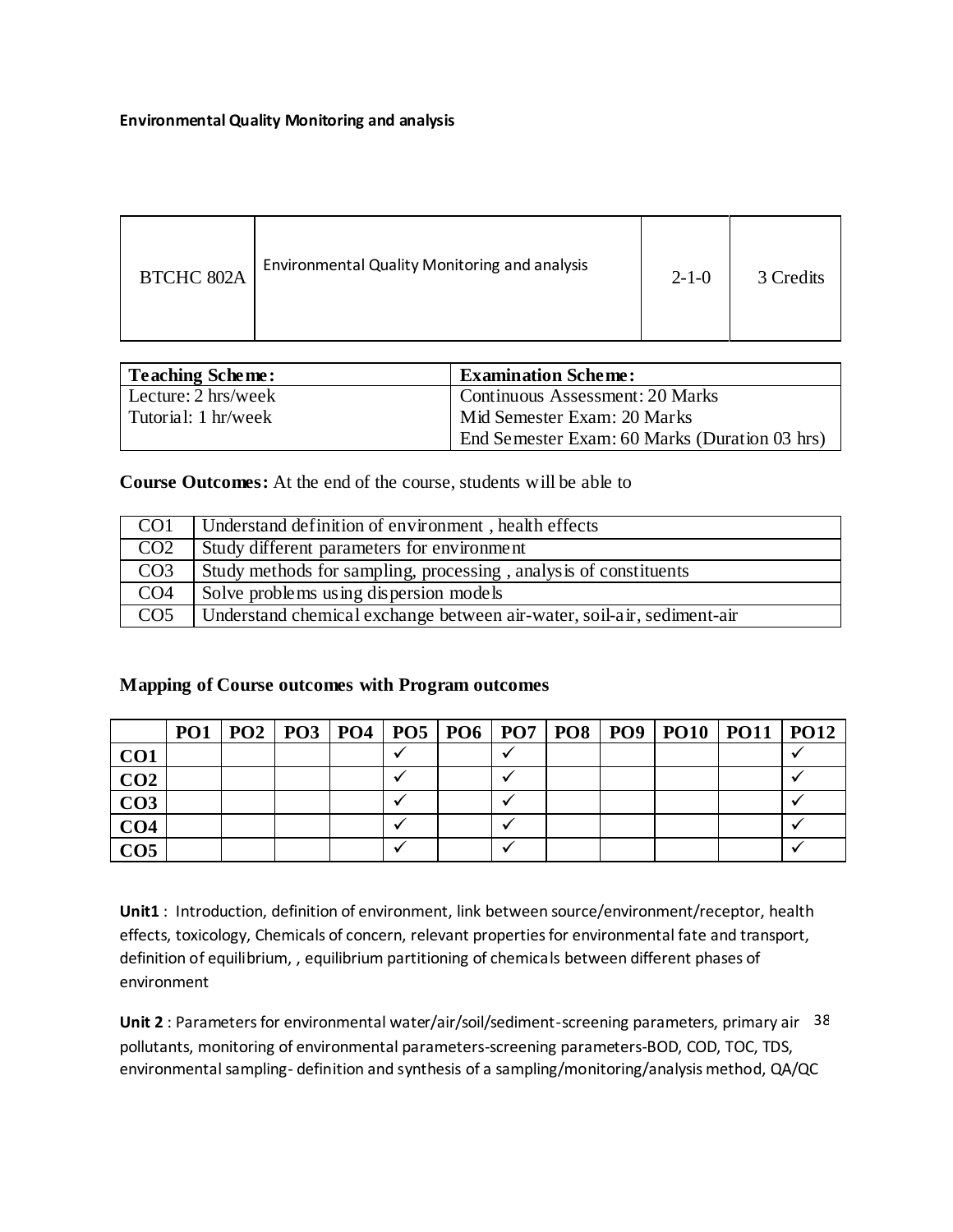**Environmental Quality Monitoring and analysis**

| BTCHC 802A | Environmental Quality Monitoring and analysis | 2-1-0 | 3 Credits |
|---|---|---|---|

| Teaching Scheme: | Examination Scheme: |
|---|---|
| Lecture: 2 hrs/week | Continuous Assessment: 20 Marks |
| Tutorial: 1 hr/week | Mid Semester Exam: 20 Marks |
| | End Semester Exam: 60 Marks (Duration 03 hrs) |

**Course Outcomes:** At the end of the course, students will be able to

| | |
|---|---|
| CO1 | Understand definition of environment , health effects |
| CO2 | Study different parameters for environment |
| CO3 | Study methods for sampling, processing , analysis of constituents |
| CO4 | Solve problems using dispersion models |
| CO5 | Understand chemical exchange between air-water, soil-air, sediment-air |

**Mapping of Course outcomes with Program outcomes**

| | PO1 | PO2 | PO3 | PO4 | PO5 | PO6 | PO7 | PO8 | PO9 | PO10 | PO11 | PO12 |
|---|---|---|---|---|---|---|---|---|---|---|---|---|
| **CO1** | | | | | ✓ | | ✓ | | | | | ✓ |
| **CO2** | | | | | ✓ | | ✓ | | | | | ✓ |
| **CO3** | | | | | ✓ | | ✓ | | | | | ✓ |
| **CO4** | | | | | ✓ | | ✓ | | | | | ✓ |
| **CO5** | | | | | ✓ | | ✓ | | | | | ✓ |

**Unit1** : Introduction, definition of environment, link between source/environment/receptor, health effects, toxicology, Chemicals of concern, relevant properties for environmental fate and transport, definition of equilibrium, , equilibrium partitioning of chemicals between different phases of environment

**Unit 2** : Parameters for environmental water/air/soil/sediment-screening parameters, primary air pollutants, monitoring of environmental parameters-screening parameters-BOD, COD, TOC, TDS, environmental sampling- definition and synthesis of a sampling/monitoring/analysis method, QA/QC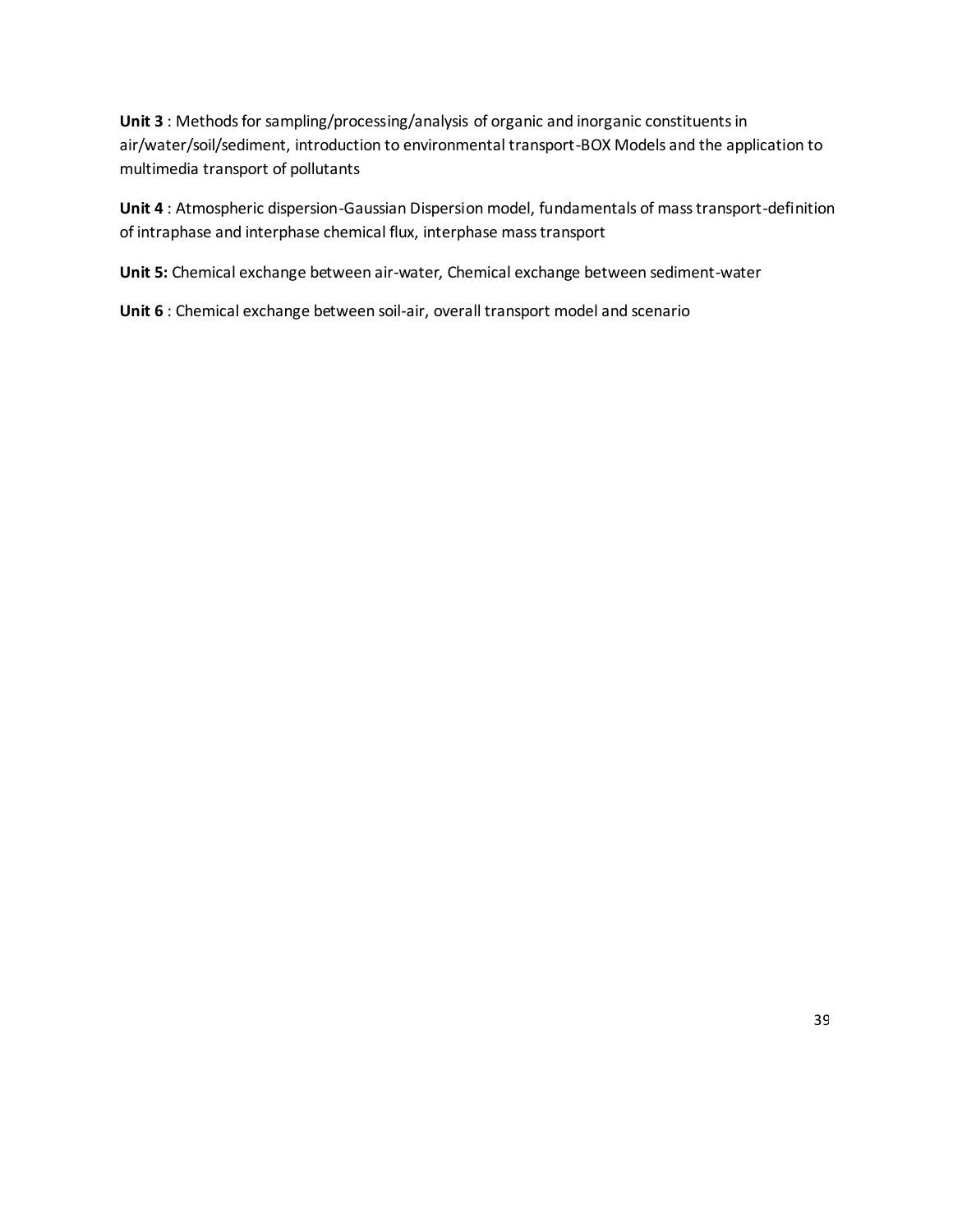**Unit 3** : Methods for sampling/processing/analysis of organic and inorganic constituents in air/water/soil/sediment, introduction to environmental transport-BOX Models and the application to multimedia transport of pollutants

**Unit 4** : Atmospheric dispersion-Gaussian Dispersion model, fundamentals of mass transport-definition of intraphase and interphase chemical flux, interphase mass transport

**Unit 5:** Chemical exchange between air-water, Chemical exchange between sediment-water

**Unit 6** : Chemical exchange between soil-air, overall transport model and scenario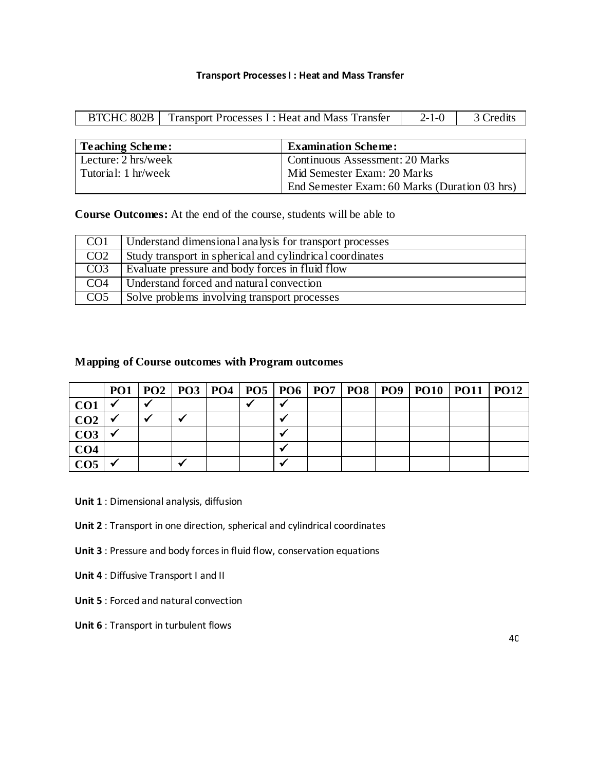### Transport Processes I : Heat and Mass Transfer

| BTCHC 802B | Transport Processes I : Heat and Mass Transfer | 2-1-0 | 3 Credits |
|---|---|---|---|

| Teaching Scheme: | Examination Scheme: |
|---|---|
| Lecture: 2 hrs/week | Continuous Assessment: 20 Marks |
| Tutorial: 1 hr/week | Mid Semester Exam: 20 Marks |
| | End Semester Exam: 60 Marks (Duration 03 hrs) |

**Course Outcomes:** At the end of the course, students will be able to

| CO1 | Understand dimensional analysis for transport processes |
|---|---|
| CO2 | Study transport in spherical and cylindrical coordinates |
| CO3 | Evaluate pressure and body forces in fluid flow |
| CO4 | Understand forced and natural convection |
| CO5 | Solve problems involving transport processes |

**Mapping of Course outcomes with Program outcomes**

| | PO1 | PO2 | PO3 | PO4 | PO5 | PO6 | PO7 | PO8 | PO9 | PO10 | PO11 | PO12 |
|---|---|---|---|---|---|---|---|---|---|---|---|---|
| CO1 | ✓ | ✓ | | | ✓ | ✓ | | | | | | |
| CO2 | ✓ | ✓ | ✓ | | | ✓ | | | | | | |
| CO3 | ✓ | | | | | ✓ | | | | | | |
| CO4 | | | | | | ✓ | | | | | | |
| CO5 | ✓ | | ✓ | | | ✓ | | | | | | |

**Unit 1** : Dimensional analysis, diffusion

**Unit 2** : Transport in one direction, spherical and cylindrical coordinates

**Unit 3** : Pressure and body forces in fluid flow, conservation equations

**Unit 4** : Diffusive Transport I and II

**Unit 5** : Forced and natural convection

**Unit 6** : Transport in turbulent flows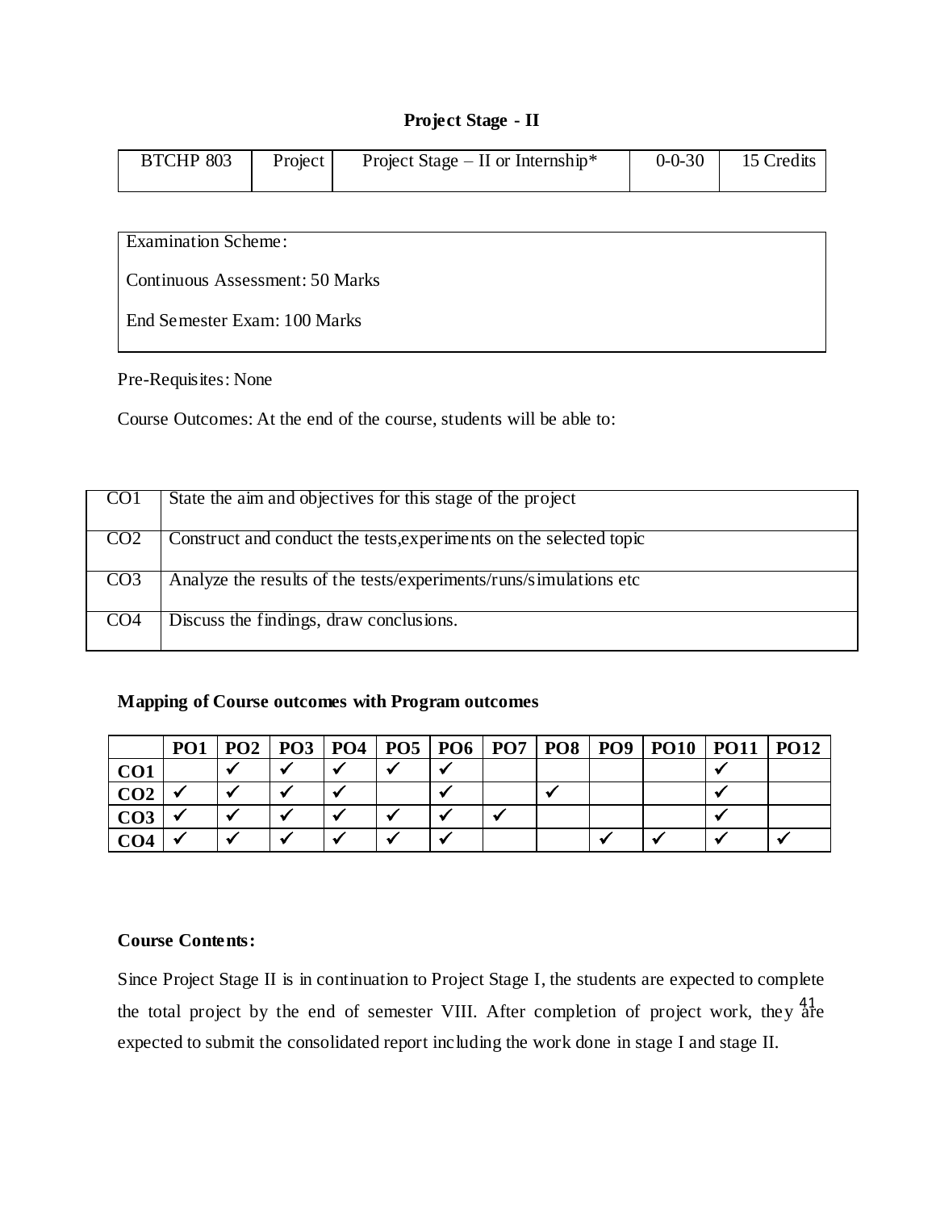## Project Stage - II

| BTCHP 803 | Project | Project Stage – II or Internship* | 0-0-30 | 15 Credits |
|---|---|---|---|---|

Examination Scheme:

Continuous Assessment: 50 Marks

End Semester Exam: 100 Marks

Pre-Requisites: None

Course Outcomes: At the end of the course, students will be able to:

| | |
|---|---|
| CO1 | State the aim and objectives for this stage of the project |
| CO2 | Construct and conduct the tests,experiments on the selected topic |
| CO3 | Analyze the results of the tests/experiments/runs/simulations etc |
| CO4 | Discuss the findings, draw conclusions. |

### Mapping of Course outcomes with Program outcomes

| | PO1 | PO2 | PO3 | PO4 | PO5 | PO6 | PO7 | PO8 | PO9 | PO10 | PO11 | PO12 |
|---|---|---|---|---|---|---|---|---|---|---|---|---|
| CO1 | | ✓ | ✓ | ✓ | ✓ | ✓ | | | | | ✓ | |
| CO2 | ✓ | ✓ | ✓ | ✓ | | ✓ | | ✓ | | | ✓ | |
| CO3 | ✓ | ✓ | ✓ | ✓ | ✓ | ✓ | ✓ | | | | ✓ | |
| CO4 | ✓ | ✓ | ✓ | ✓ | ✓ | ✓ | | | ✓ | ✓ | ✓ | ✓ |

### Course Contents:

Since Project Stage II is in continuation to Project Stage I, the students are expected to complete the total project by the end of semester VIII. After completion of project work, they are expected to submit the consolidated report including the work done in stage I and stage II.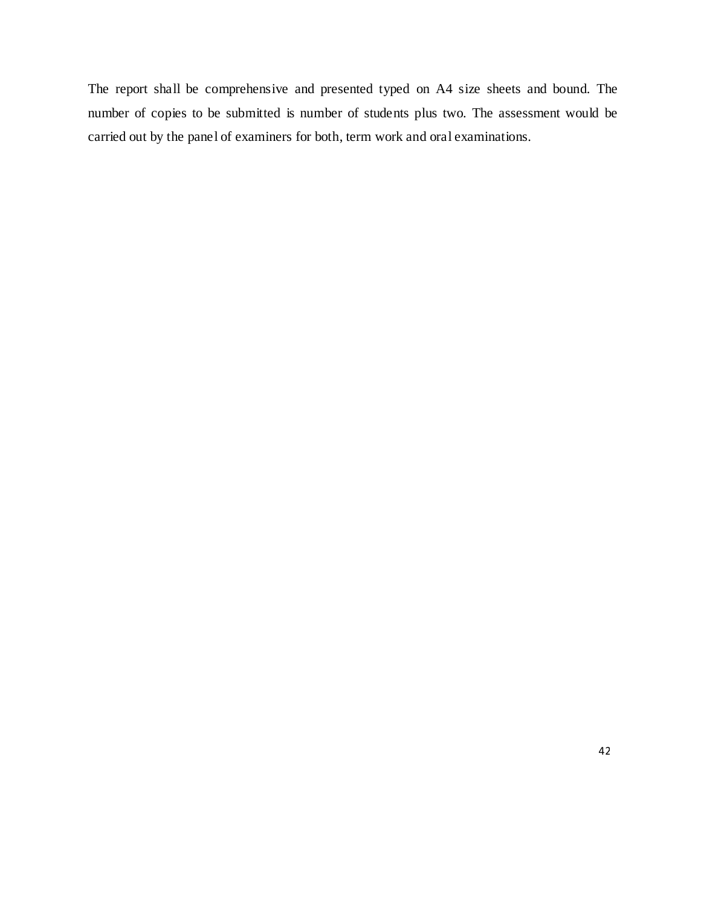The report shall be comprehensive and presented typed on A4 size sheets and bound. The number of copies to be submitted is number of students plus two. The assessment would be carried out by the panel of examiners for both, term work and oral examinations.